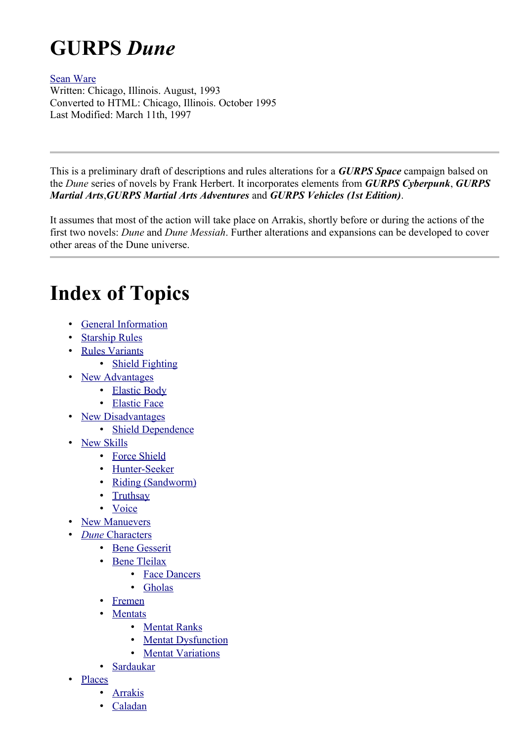# GURPS *Dune*

[Sean Ware](#)
Written: Chicago, Illinois. August, 1993
Converted to HTML: Chicago, Illinois. October 1995
Last Modified: March 11th, 1997

---

This is a preliminary draft of descriptions and rules alterations for a ***GURPS Space*** campaign balsed on the *Dune* series of novels by Frank Herbert. It incorporates elements from ***GURPS Cyberpunk***, ***GURPS Martial Arts***,***GURPS Martial Arts Adventures*** and ***GURPS Vehicles (1st Edition)***.

It assumes that most of the action will take place on Arrakis, shortly before or during the actions of the first two novels: *Dune* and *Dune Messiah*. Further alterations and expansions can be developed to cover other areas of the Dune universe.

---

# Index of Topics

- [General Information](#)
- [Starship Rules](#)
- [Rules Variants](#)
  - [Shield Fighting](#)
- [New Advantages](#)
  - [Elastic Body](#)
  - [Elastic Face](#)
- [New Disadvantages](#)
  - [Shield Dependence](#)
- [New Skills](#)
  - [Force Shield](#)
  - [Hunter-Seeker](#)
  - [Riding (Sandworm)](#)
  - [Truthsay](#)
  - [Voice](#)
- [New Manuevers](#)
- [*Dune* Characters](#)
  - [Bene Gesserit](#)
  - [Bene Tleilax](#)
    - [Face Dancers](#)
    - [Gholas](#)
  - [Fremen](#)
  - [Mentats](#)
    - [Mentat Ranks](#)
    - [Mentat Dysfunction](#)
    - [Mentat Variations](#)
  - [Sardaukar](#)
- [Places](#)
  - [Arrakis](#)
  - [Caladan](#)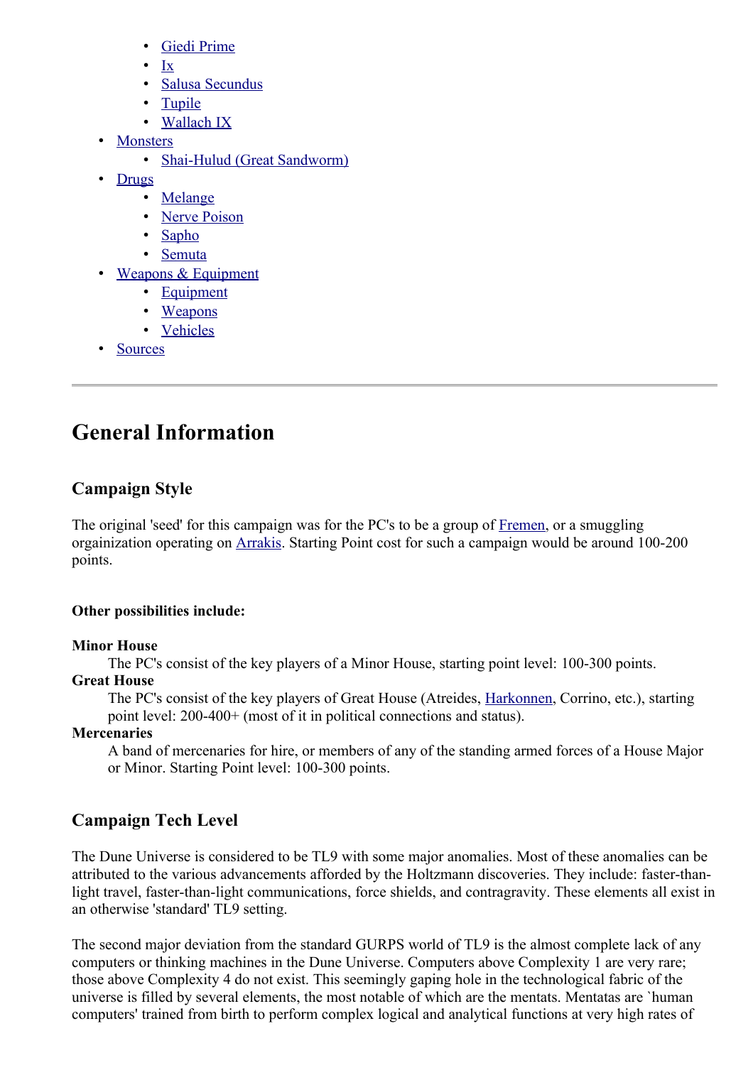- Giedi Prime
    - Ix
    - Salusa Secundus
    - Tupile
    - Wallach IX
- Monsters
    - Shai-Hulud (Great Sandworm)
- Drugs
    - Melange
    - Nerve Poison
    - Sapho
    - Semuta
- Weapons & Equipment
    - Equipment
    - Weapons
    - Vehicles
- Sources

---

# General Information

## Campaign Style

The original 'seed' for this campaign was for the PC's to be a group of Fremen, or a smuggling orgainization operating on Arrakis. Starting Point cost for such a campaign would be around 100-200 points.

**Other possibilities include:**

**Minor House**
: The PC's consist of the key players of a Minor House, starting point level: 100-300 points.

**Great House**
: The PC's consist of the key players of Great House (Atreides, Harkonnen, Corrino, etc.), starting point level: 200-400+ (most of it in political connections and status).

**Mercenaries**
: A band of mercenaries for hire, or members of any of the standing armed forces of a House Major or Minor. Starting Point level: 100-300 points.

## Campaign Tech Level

The Dune Universe is considered to be TL9 with some major anomalies. Most of these anomalies can be attributed to the various advancements afforded by the Holtzmann discoveries. They include: faster-than-light travel, faster-than-light communications, force shields, and contragravity. These elements all exist in an otherwise 'standard' TL9 setting.

The second major deviation from the standard GURPS world of TL9 is the almost complete lack of any computers or thinking machines in the Dune Universe. Computers above Complexity 1 are very rare; those above Complexity 4 do not exist. This seemingly gaping hole in the technological fabric of the universe is filled by several elements, the most notable of which are the mentats. Mentatas are `human computers' trained from birth to perform complex logical and analytical functions at very high rates of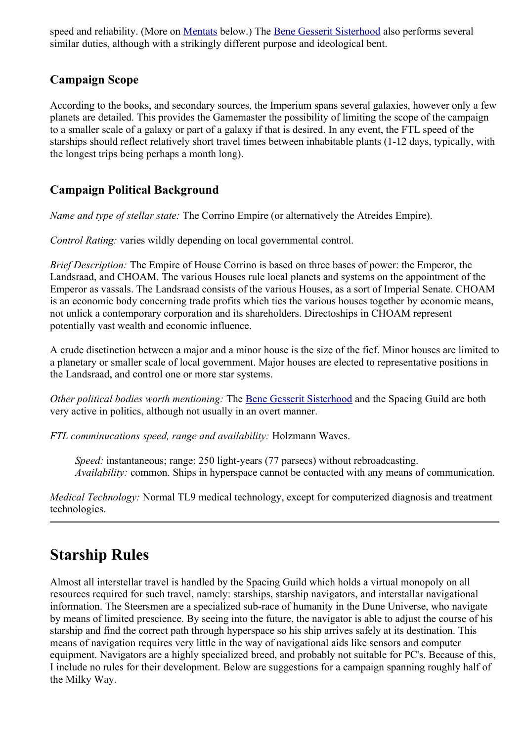speed and reliability. (More on Mentats below.) The Bene Gesserit Sisterhood also performs several similar duties, although with a strikingly different purpose and ideological bent.

### Campaign Scope

According to the books, and secondary sources, the Imperium spans several galaxies, however only a few planets are detailed. This provides the Gamemaster the possibility of limiting the scope of the campaign to a smaller scale of a galaxy or part of a galaxy if that is desired. In any event, the FTL speed of the starships should reflect relatively short travel times between inhabitable plants (1-12 days, typically, with the longest trips being perhaps a month long).

### Campaign Political Background

*Name and type of stellar state:* The Corrino Empire (or alternatively the Atreides Empire).

*Control Rating:* varies wildly depending on local governmental control.

*Brief Description:* The Empire of House Corrino is based on three bases of power: the Emperor, the Landsraad, and CHOAM. The various Houses rule local planets and systems on the appointment of the Emperor as vassals. The Landsraad consists of the various Houses, as a sort of Imperial Senate. CHOAM is an economic body concerning trade profits which ties the various houses together by economic means, not unlick a contemporary corporation and its shareholders. Directoships in CHOAM represent potentially vast wealth and economic influence.

A crude disctinction between a major and a minor house is the size of the fief. Minor houses are limited to a planetary or smaller scale of local government. Major houses are elected to representative positions in the Landsraad, and control one or more star systems.

*Other political bodies worth mentioning:* The Bene Gesserit Sisterhood and the Spacing Guild are both very active in politics, although not usually in an overt manner.

*FTL comminucations speed, range and availability:* Holzmann Waves.

> *Speed:* instantaneous; range: 250 light-years (77 parsecs) without rebroadcasting.
> *Availability:* common. Ships in hyperspace cannot be contacted with any means of communication.

*Medical Technology:* Normal TL9 medical technology, except for computerized diagnosis and treatment technologies.

---

## Starship Rules

Almost all interstellar travel is handled by the Spacing Guild which holds a virtual monopoly on all resources required for such travel, namely: starships, starship navigators, and interstallar navigational information. The Steersmen are a specialized sub-race of humanity in the Dune Universe, who navigate by means of limited prescience. By seeing into the future, the navigator is able to adjust the course of his starship and find the correct path through hyperspace so his ship arrives safely at its destination. This means of navigation requires very little in the way of navigational aids like sensors and computer equipment. Navigators are a highly specialized breed, and probably not suitable for PC's. Because of this, I include no rules for their development. Below are suggestions for a campaign spanning roughly half of the Milky Way.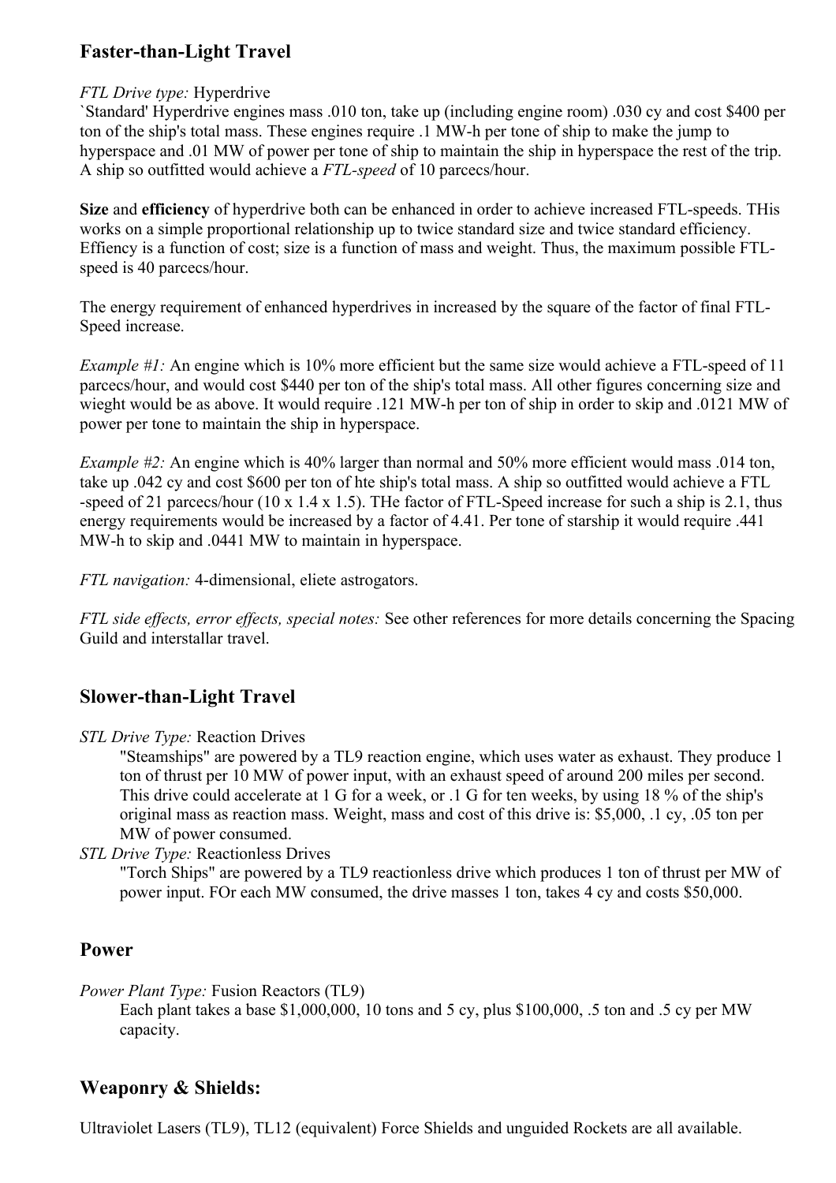## Faster-than-Light Travel

*FTL Drive type:* Hyperdrive
`Standard' Hyperdrive engines mass .010 ton, take up (including engine room) .030 cy and cost $400 per ton of the ship's total mass. These engines require .1 MW-h per tone of ship to make the jump to hyperspace and .01 MW of power per tone of ship to maintain the ship in hyperspace the rest of the trip. A ship so outfitted would achieve a *FTL-speed* of 10 parcecs/hour.

**Size** and **efficiency** of hyperdrive both can be enhanced in order to achieve increased FTL-speeds. THis works on a simple proportional relationship up to twice standard size and twice standard efficiency. Effiency is a function of cost; size is a function of mass and weight. Thus, the maximum possible FTL-speed is 40 parcecs/hour.

The energy requirement of enhanced hyperdrives in increased by the square of the factor of final FTL-Speed increase.

*Example #1:* An engine which is 10% more efficient but the same size would achieve a FTL-speed of 11 parcecs/hour, and would cost $440 per ton of the ship's total mass. All other figures concerning size and wieght would be as above. It would require .121 MW-h per ton of ship in order to skip and .0121 MW of power per tone to maintain the ship in hyperspace.

*Example #2:* An engine which is 40% larger than normal and 50% more efficient would mass .014 ton, take up .042 cy and cost $600 per ton of hte ship's total mass. A ship so outfitted would achieve a FTL -speed of 21 parcecs/hour (10 x 1.4 x 1.5). THe factor of FTL-Speed increase for such a ship is 2.1, thus energy requirements would be increased by a factor of 4.41. Per tone of starship it would require .441 MW-h to skip and .0441 MW to maintain in hyperspace.

*FTL navigation:* 4-dimensional, eliete astrogators.

*FTL side effects, error effects, special notes:* See other references for more details concerning the Spacing Guild and interstallar travel.

## Slower-than-Light Travel

*STL Drive Type:* Reaction Drives

"Steamships" are powered by a TL9 reaction engine, which uses water as exhaust. They produce 1 ton of thrust per 10 MW of power input, with an exhaust speed of around 200 miles per second. This drive could accelerate at 1 G for a week, or .1 G for ten weeks, by using 18 % of the ship's original mass as reaction mass. Weight, mass and cost of this drive is: $5,000, .1 cy, .05 ton per MW of power consumed.

*STL Drive Type:* Reactionless Drives

"Torch Ships" are powered by a TL9 reactionless drive which produces 1 ton of thrust per MW of power input. FOr each MW consumed, the drive masses 1 ton, takes 4 cy and costs $50,000.

## Power

*Power Plant Type:* Fusion Reactors (TL9)

Each plant takes a base $1,000,000, 10 tons and 5 cy, plus $100,000, .5 ton and .5 cy per MW capacity.

## Weaponry & Shields:

Ultraviolet Lasers (TL9), TL12 (equivalent) Force Shields and unguided Rockets are all available.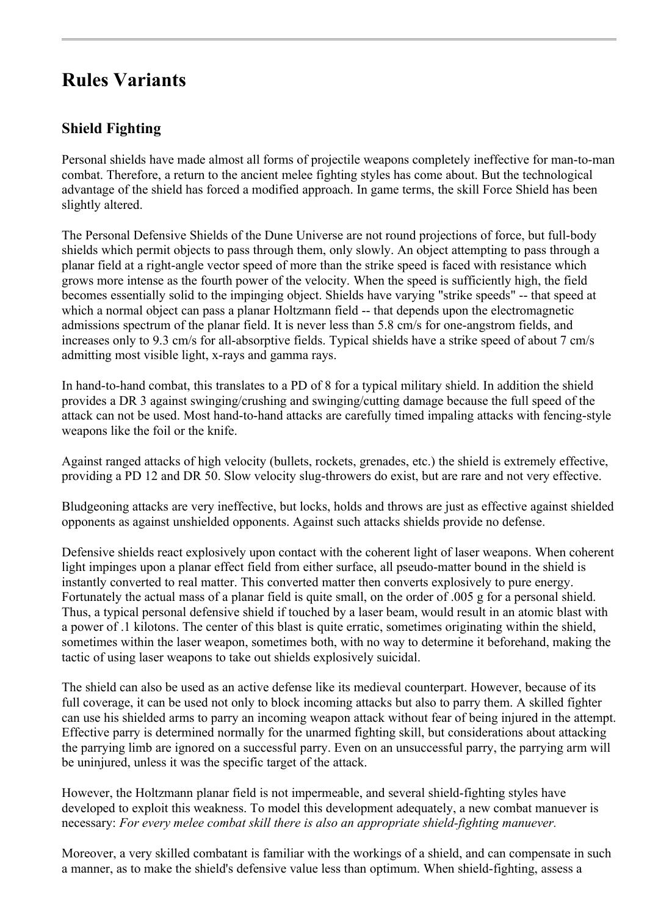# Rules Variants

## Shield Fighting

Personal shields have made almost all forms of projectile weapons completely ineffective for man-to-man combat. Therefore, a return to the ancient melee fighting styles has come about. But the technological advantage of the shield has forced a modified approach. In game terms, the skill Force Shield has been slightly altered.

The Personal Defensive Shields of the Dune Universe are not round projections of force, but full-body shields which permit objects to pass through them, only slowly. An object attempting to pass through a planar field at a right-angle vector speed of more than the strike speed is faced with resistance which grows more intense as the fourth power of the velocity. When the speed is sufficiently high, the field becomes essentially solid to the impinging object. Shields have varying "strike speeds" -- that speed at which a normal object can pass a planar Holtzmann field -- that depends upon the electromagnetic admissions spectrum of the planar field. It is never less than 5.8 cm/s for one-angstrom fields, and increases only to 9.3 cm/s for all-absorptive fields. Typical shields have a strike speed of about 7 cm/s admitting most visible light, x-rays and gamma rays.

In hand-to-hand combat, this translates to a PD of 8 for a typical military shield. In addition the shield provides a DR 3 against swinging/crushing and swinging/cutting damage because the full speed of the attack can not be used. Most hand-to-hand attacks are carefully timed impaling attacks with fencing-style weapons like the foil or the knife.

Against ranged attacks of high velocity (bullets, rockets, grenades, etc.) the shield is extremely effective, providing a PD 12 and DR 50. Slow velocity slug-throwers do exist, but are rare and not very effective.

Bludgeoning attacks are very ineffective, but locks, holds and throws are just as effective against shielded opponents as against unshielded opponents. Against such attacks shields provide no defense.

Defensive shields react explosively upon contact with the coherent light of laser weapons. When coherent light impinges upon a planar effect field from either surface, all pseudo-matter bound in the shield is instantly converted to real matter. This converted matter then converts explosively to pure energy. Fortunately the actual mass of a planar field is quite small, on the order of .005 g for a personal shield. Thus, a typical personal defensive shield if touched by a laser beam, would result in an atomic blast with a power of .1 kilotons. The center of this blast is quite erratic, sometimes originating within the shield, sometimes within the laser weapon, sometimes both, with no way to determine it beforehand, making the tactic of using laser weapons to take out shields explosively suicidal.

The shield can also be used as an active defense like its medieval counterpart. However, because of its full coverage, it can be used not only to block incoming attacks but also to parry them. A skilled fighter can use his shielded arms to parry an incoming weapon attack without fear of being injured in the attempt. Effective parry is determined normally for the unarmed fighting skill, but considerations about attacking the parrying limb are ignored on a successful parry. Even on an unsuccessful parry, the parrying arm will be uninjured, unless it was the specific target of the attack.

However, the Holtzmann planar field is not impermeable, and several shield-fighting styles have developed to exploit this weakness. To model this development adequately, a new combat manuever is necessary: *For every melee combat skill there is also an appropriate shield-fighting manuever.*

Moreover, a very skilled combatant is familiar with the workings of a shield, and can compensate in such a manner, as to make the shield's defensive value less than optimum. When shield-fighting, assess a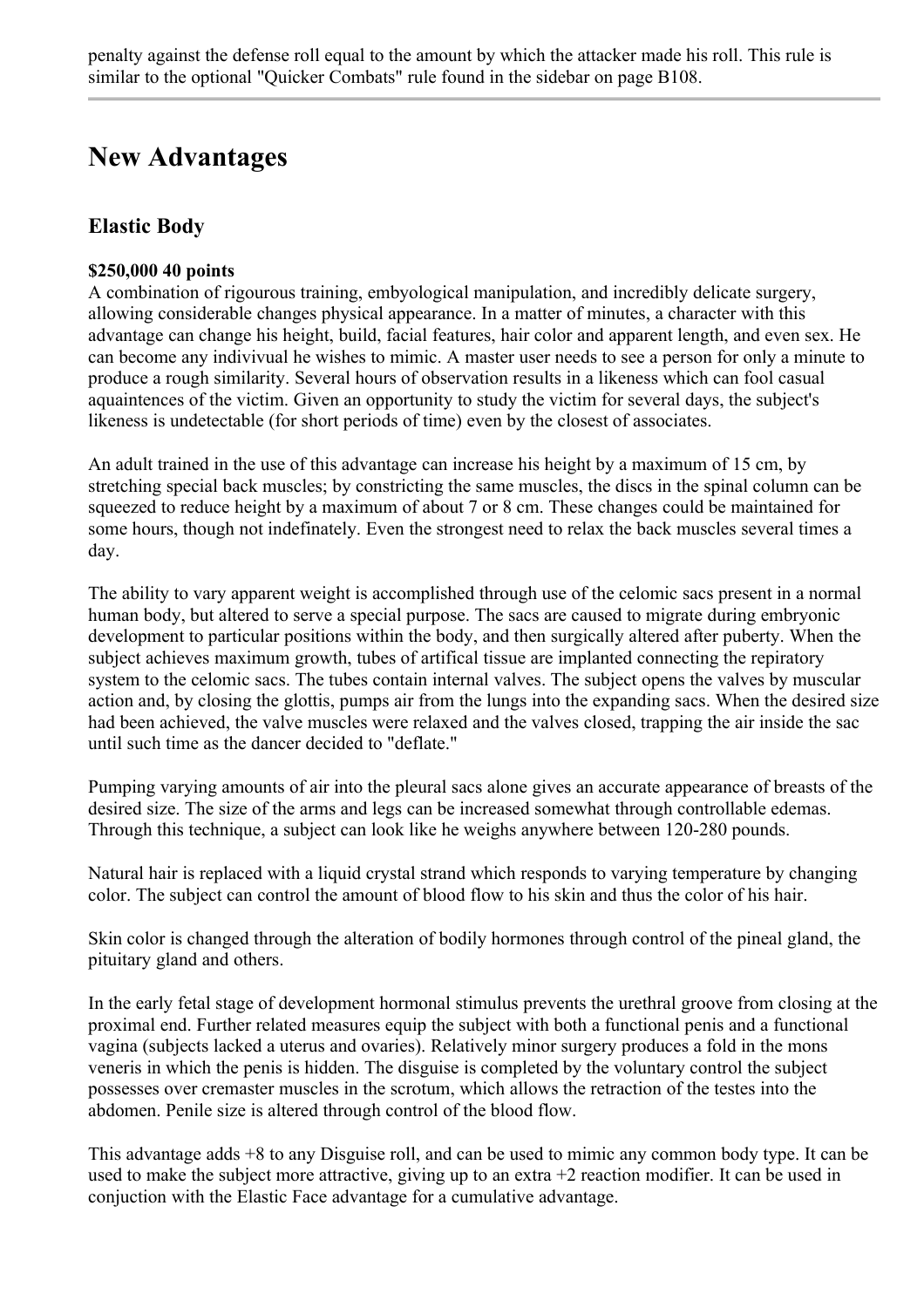penalty against the defense roll equal to the amount by which the attacker made his roll. This rule is similar to the optional "Quicker Combats" rule found in the sidebar on page B108.

---

# New Advantages

## Elastic Body

**$250,000 40 points**
A combination of rigourous training, embyological manipulation, and incredibly delicate surgery, allowing considerable changes physical appearance. In a matter of minutes, a character with this advantage can change his height, build, facial features, hair color and apparent length, and even sex. He can become any indivivual he wishes to mimic. A master user needs to see a person for only a minute to produce a rough similarity. Several hours of observation results in a likeness which can fool casual aquaintences of the victim. Given an opportunity to study the victim for several days, the subject's likeness is undetectable (for short periods of time) even by the closest of associates.

An adult trained in the use of this advantage can increase his height by a maximum of 15 cm, by stretching special back muscles; by constricting the same muscles, the discs in the spinal column can be squeezed to reduce height by a maximum of about 7 or 8 cm. These changes could be maintained for some hours, though not indefinately. Even the strongest need to relax the back muscles several times a day.

The ability to vary apparent weight is accomplished through use of the celomic sacs present in a normal human body, but altered to serve a special purpose. The sacs are caused to migrate during embryonic development to particular positions within the body, and then surgically altered after puberty. When the subject achieves maximum growth, tubes of artifical tissue are implanted connecting the repiratory system to the celomic sacs. The tubes contain internal valves. The subject opens the valves by muscular action and, by closing the glottis, pumps air from the lungs into the expanding sacs. When the desired size had been achieved, the valve muscles were relaxed and the valves closed, trapping the air inside the sac until such time as the dancer decided to "deflate."

Pumping varying amounts of air into the pleural sacs alone gives an accurate appearance of breasts of the desired size. The size of the arms and legs can be increased somewhat through controllable edemas. Through this technique, a subject can look like he weighs anywhere between 120-280 pounds.

Natural hair is replaced with a liquid crystal strand which responds to varying temperature by changing color. The subject can control the amount of blood flow to his skin and thus the color of his hair.

Skin color is changed through the alteration of bodily hormones through control of the pineal gland, the pituitary gland and others.

In the early fetal stage of development hormonal stimulus prevents the urethral groove from closing at the proximal end. Further related measures equip the subject with both a functional penis and a functional vagina (subjects lacked a uterus and ovaries). Relatively minor surgery produces a fold in the mons veneris in which the penis is hidden. The disguise is completed by the voluntary control the subject possesses over cremaster muscles in the scrotum, which allows the retraction of the testes into the abdomen. Penile size is altered through control of the blood flow.

This advantage adds +8 to any Disguise roll, and can be used to mimic any common body type. It can be used to make the subject more attractive, giving up to an extra +2 reaction modifier. It can be used in conjuction with the Elastic Face advantage for a cumulative advantage.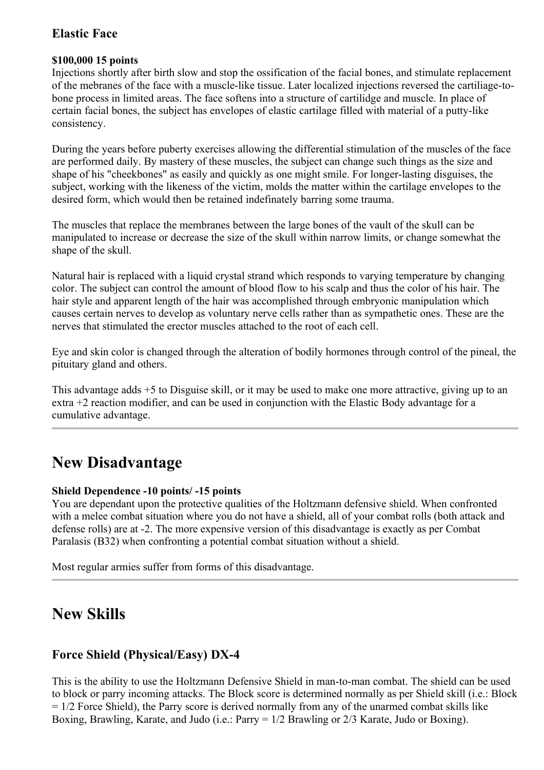### Elastic Face

**$100,000 15 points**
Injections shortly after birth slow and stop the ossification of the facial bones, and stimulate replacement of the mebranes of the face with a muscle-like tissue. Later localized injections reversed the cartiliage-to-bone process in limited areas. The face softens into a structure of cartilidge and muscle. In place of certain facial bones, the subject has envelopes of elastic cartilage filled with material of a putty-like consistency.

During the years before puberty exercises allowing the differential stimulation of the muscles of the face are performed daily. By mastery of these muscles, the subject can change such things as the size and shape of his "cheekbones" as easily and quickly as one might smile. For longer-lasting disguises, the subject, working with the likeness of the victim, molds the matter within the cartilage envelopes to the desired form, which would then be retained indefinately barring some trauma.

The muscles that replace the membranes between the large bones of the vault of the skull can be manipulated to increase or decrease the size of the skull within narrow limits, or change somewhat the shape of the skull.

Natural hair is replaced with a liquid crystal strand which responds to varying temperature by changing color. The subject can control the amount of blood flow to his scalp and thus the color of his hair. The hair style and apparent length of the hair was accomplished through embryonic manipulation which causes certain nerves to develop as voluntary nerve cells rather than as sympathetic ones. These are the nerves that stimulated the erector muscles attached to the root of each cell.

Eye and skin color is changed through the alteration of bodily hormones through control of the pineal, the pituitary gland and others.

This advantage adds +5 to Disguise skill, or it may be used to make one more attractive, giving up to an extra +2 reaction modifier, and can be used in conjunction with the Elastic Body advantage for a cumulative advantage.

---

# New Disadvantage

**Shield Dependence -10 points/ -15 points**
You are dependant upon the protective qualities of the Holtzmann defensive shield. When confronted with a melee combat situation where you do not have a shield, all of your combat rolls (both attack and defense rolls) are at -2. The more expensive version of this disadvantage is exactly as per Combat Paralasis (B32) when confronting a potential combat situation without a shield.

Most regular armies suffer from forms of this disadvantage.

---

# New Skills

## Force Shield (Physical/Easy) DX-4

This is the ability to use the Holtzmann Defensive Shield in man-to-man combat. The shield can be used to block or parry incoming attacks. The Block score is determined normally as per Shield skill (i.e.: Block = 1/2 Force Shield), the Parry score is derived normally from any of the unarmed combat skills like Boxing, Brawling, Karate, and Judo (i.e.: Parry = 1/2 Brawling or 2/3 Karate, Judo or Boxing).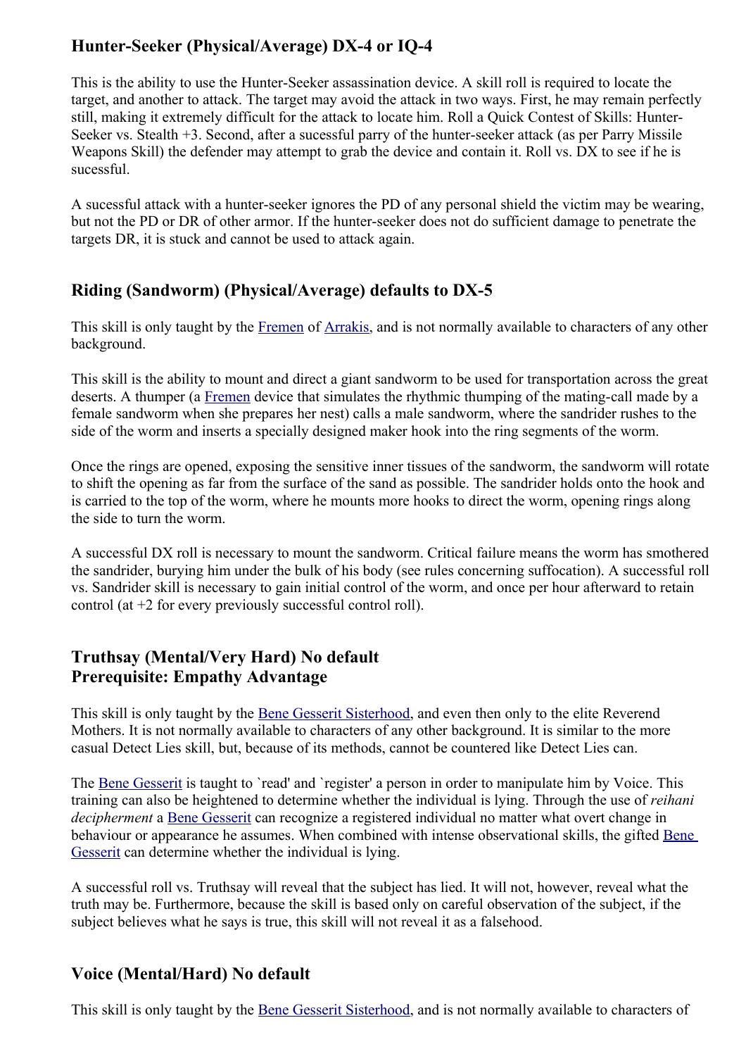## Hunter-Seeker (Physical/Average) DX-4 or IQ-4

This is the ability to use the Hunter-Seeker assassination device. A skill roll is required to locate the target, and another to attack. The target may avoid the attack in two ways. First, he may remain perfectly still, making it extremely difficult for the attack to locate him. Roll a Quick Contest of Skills: Hunter-Seeker vs. Stealth +3. Second, after a sucessful parry of the hunter-seeker attack (as per Parry Missile Weapons Skill) the defender may attempt to grab the device and contain it. Roll vs. DX to see if he is sucessful.

A sucessful attack with a hunter-seeker ignores the PD of any personal shield the victim may be wearing, but not the PD or DR of other armor. If the hunter-seeker does not do sufficient damage to penetrate the targets DR, it is stuck and cannot be used to attack again.

## Riding (Sandworm) (Physical/Average) defaults to DX-5

This skill is only taught by the Fremen of Arrakis, and is not normally available to characters of any other background.

This skill is the ability to mount and direct a giant sandworm to be used for transportation across the great deserts. A thumper (a Fremen device that simulates the rhythmic thumping of the mating-call made by a female sandworm when she prepares her nest) calls a male sandworm, where the sandrider rushes to the side of the worm and inserts a specially designed maker hook into the ring segments of the worm.

Once the rings are opened, exposing the sensitive inner tissues of the sandworm, the sandworm will rotate to shift the opening as far from the surface of the sand as possible. The sandrider holds onto the hook and is carried to the top of the worm, where he mounts more hooks to direct the worm, opening rings along the side to turn the worm.

A successful DX roll is necessary to mount the sandworm. Critical failure means the worm has smothered the sandrider, burying him under the bulk of his body (see rules concerning suffocation). A successful roll vs. Sandrider skill is necessary to gain initial control of the worm, and once per hour afterward to retain control (at +2 for every previously successful control roll).

## Truthsay (Mental/Very Hard) No default
## Prerequisite: Empathy Advantage

This skill is only taught by the Bene Gesserit Sisterhood, and even then only to the elite Reverend Mothers. It is not normally available to characters of any other background. It is similar to the more casual Detect Lies skill, but, because of its methods, cannot be countered like Detect Lies can.

The Bene Gesserit is taught `read' and `register' a person in order to manipulate him by Voice. This training can also be heightened to determine whether the individual is lying. Through the use of *reihani decipherment* a Bene Gesserit can recognize a registered individual no matter what overt change in behaviour or appearance he assumes. When combined with intense observational skills, the gifted Bene Gesserit can determine whether the individual is lying.

A successful roll vs. Truthsay will reveal that the subject has lied. It will not, however, reveal what the truth may be. Furthermore, because the skill is based only on careful observation of the subject, if the subject believes what he says is true, this skill will not reveal it as a falsehood.

## Voice (Mental/Hard) No default

This skill is only taught by the Bene Gesserit Sisterhood, and is not normally available to characters of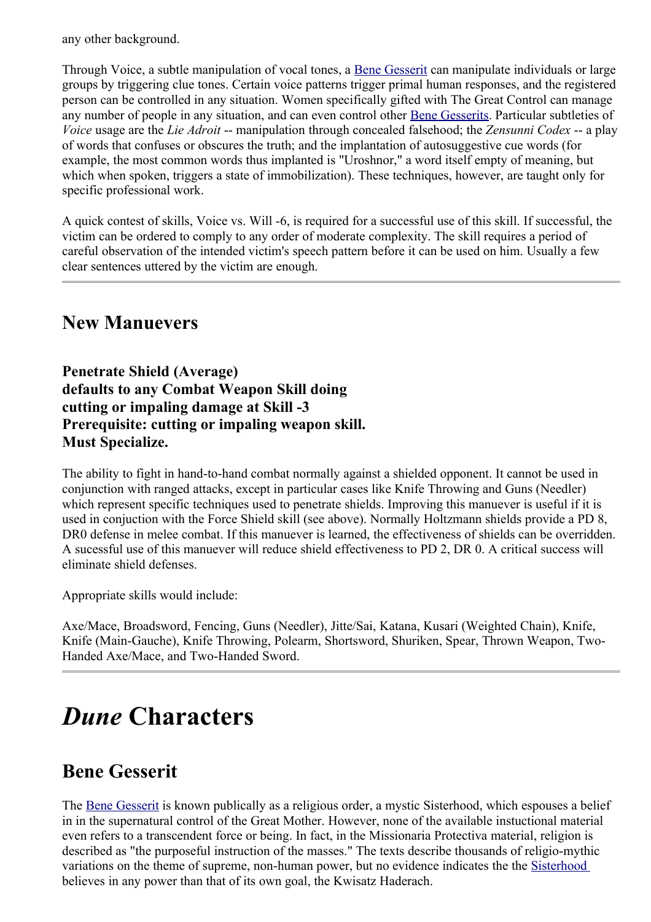any other background.

Through Voice, a subtle manipulation of vocal tones, a Bene Gesserit can manipulate individuals or large groups by triggering clue tones. Certain voice patterns trigger primal human responses, and the registered person can be controlled in any situation. Women specifically gifted with The Great Control can manage any number of people in any situation, and can even control other Bene Gesserits. Particular subtleties of *Voice* usage are the *Lie Adroit* -- manipulation through concealed falsehood; the *Zensunni Codex* -- a play of words that confuses or obscures the truth; and the implantation of autosuggestive cue words (for example, the most common words thus implanted is "Uroshnor," a word itself empty of meaning, but which when spoken, triggers a state of immobilization). These techniques, however, are taught only for specific professional work.

A quick contest of skills, Voice vs. Will -6, is required for a successful use of this skill. If successful, the victim can be ordered to comply to any order of moderate complexity. The skill requires a period of careful observation of the intended victim's speech pattern before it can be used on him. Usually a few clear sentences uttered by the victim are enough.

---

## New Manuevers

### Penetrate Shield (Average)
### defaults to any Combat Weapon Skill doing cutting or impaling damage at Skill -3
### Prerequisite: cutting or impaling weapon skill.
### Must Specialize.

The ability to fight in hand-to-hand combat normally against a shielded opponent. It cannot be used in conjunction with ranged attacks, except in particular cases like Knife Throwing and Guns (Needler) which represent specific techniques used to penetrate shields. Improving this manuever is useful if it is used in conjuction with the Force Shield skill (see above). Normally Holtzmann shields provide a PD 8, DR0 defense in melee combat. If this manuever is learned, the effectiveness of shields can be overridden. A sucessful use of this manuever will reduce shield effectiveness to PD 2, DR 0. A critical success will eliminate shield defenses.

Appropriate skills would include:

Axe/Mace, Broadsword, Fencing, Guns (Needler), Jitte/Sai, Katana, Kusari (Weighted Chain), Knife, Knife (Main-Gauche), Knife Throwing, Polearm, Shortsword, Shuriken, Spear, Thrown Weapon, Two-Handed Axe/Mace, and Two-Handed Sword.

---

# *Dune* Characters

## Bene Gesserit

The Bene Gesserit is known publically as a religious order, a mystic Sisterhood, which espouses a belief in in the supernatural control of the Great Mother. However, none of the available instuctional material even refers to a transcendent force or being. In fact, in the Missionaria Protectiva material, religion is described as "the purposeful instruction of the masses." The texts describe thousands of religio-mythic variations on the theme of supreme, non-human power, but no evidence indicates the the Sisterhood believes in any power than that of its own goal, the Kwisatz Haderach.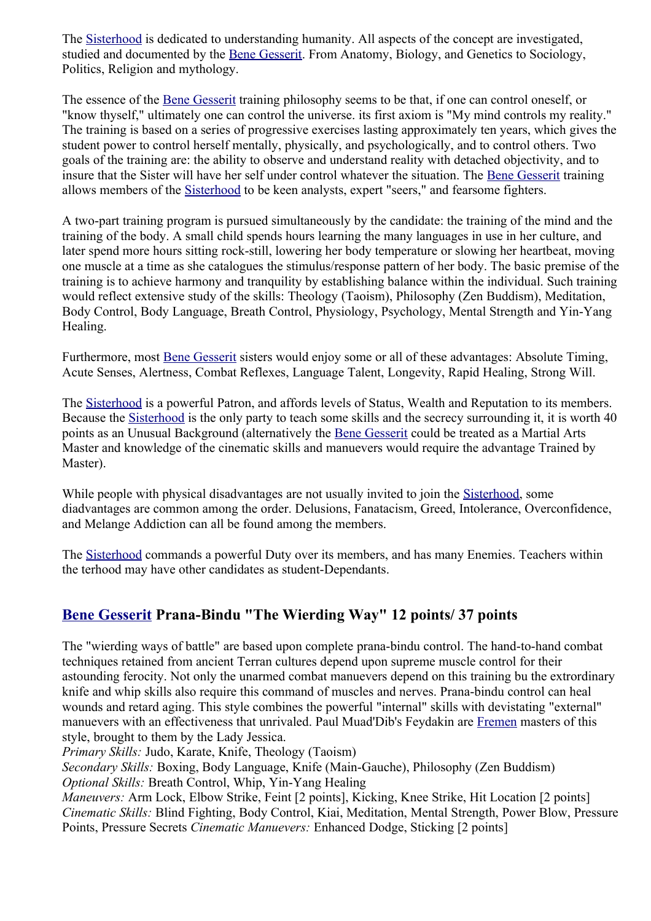The Sisterhood is dedicated to understanding humanity. All aspects of the concept are investigated, studied and documented by the Bene Gesserit. From Anatomy, Biology, and Genetics to Sociology, Politics, Religion and mythology.

The essence of the Bene Gesserit training philosophy seems to be that, if one can control oneself, or "know thyself," ultimately one can control the universe. its first axiom is "My mind controls my reality." The training is based on a series of progressive exercises lasting approximately ten years, which gives the student power to control herself mentally, physically, and psychologically, and to control others. Two goals of the training are: the ability to observe and understand reality with detached objectivity, and to insure that the Sister will have her self under control whatever the situation. The Bene Gesserit training allows members of the Sisterhood to be keen analysts, expert "seers," and fearsome fighters.

A two-part training program is pursued simultaneously by the candidate: the training of the mind and the training of the body. A small child spends hours learning the many languages in use in her culture, and later spend more hours sitting rock-still, lowering her body temperature or slowing her heartbeat, moving one muscle at a time as she catalogues the stimulus/response pattern of her body. The basic premise of the training is to achieve harmony and tranquility by establishing balance within the individual. Such training would reflect extensive study of the skills: Theology (Taoism), Philosophy (Zen Buddism), Meditation, Body Control, Body Language, Breath Control, Physiology, Psychology, Mental Strength and Yin-Yang Healing.

Furthermore, most Bene Gesserit sisters would enjoy some or all of these advantages: Absolute Timing, Acute Senses, Alertness, Combat Reflexes, Language Talent, Longevity, Rapid Healing, Strong Will.

The Sisterhood is a powerful Patron, and affords levels of Status, Wealth and Reputation to its members. Because the Sisterhood is the only party to teach some skills and the secrecy surrounding it, it is worth 40 points as an Unusual Background (alternatively the Bene Gesserit could be treated as a Martial Arts Master and knowledge of the cinematic skills and manuevers would require the advantage Trained by Master).

While people with physical disadvantages are not usually invited to join the Sisterhood, some diadvantages are common among the order. Delusions, Fanatacism, Greed, Intolerance, Overconfidence, and Melange Addiction can all be found among the members.

The Sisterhood commands a powerful Duty over its members, and has many Enemies. Teachers within the terhood may have other candidates as student-Dependants.

## Bene Gesserit Prana-Bindu "The Wierding Way" 12 points/ 37 points

The "wierding ways of battle" are based upon complete prana-bindu control. The hand-to-hand combat techniques retained from ancient Terran cultures depend upon supreme muscle control for their astounding ferocity. Not only the unarmed combat manuevers depend on this training bu the extrordinary knife and whip skills also require this command of muscles and nerves. Prana-bindu control can heal wounds and retard aging. This style combines the powerful "internal" skills with devistating "external" manuevers with an effectiveness that unrivaled. Paul Muad'Dib's Feydakin are Fremen masters of this style, brought to them by the Lady Jessica.

*Primary Skills:* Judo, Karate, Knife, Theology (Taoism)
*Secondary Skills:* Boxing, Body Language, Knife (Main-Gauche), Philosophy (Zen Buddism)
*Optional Skills:* Breath Control, Whip, Yin-Yang Healing
*Maneuvers:* Arm Lock, Elbow Strike, Feint [2 points], Kicking, Knee Strike, Hit Location [2 points]
*Cinematic Skills:* Blind Fighting, Body Control, Kiai, Meditation, Mental Strength, Power Blow, Pressure Points, Pressure Secrets *Cinematic Manuevers:* Enhanced Dodge, Sticking [2 points]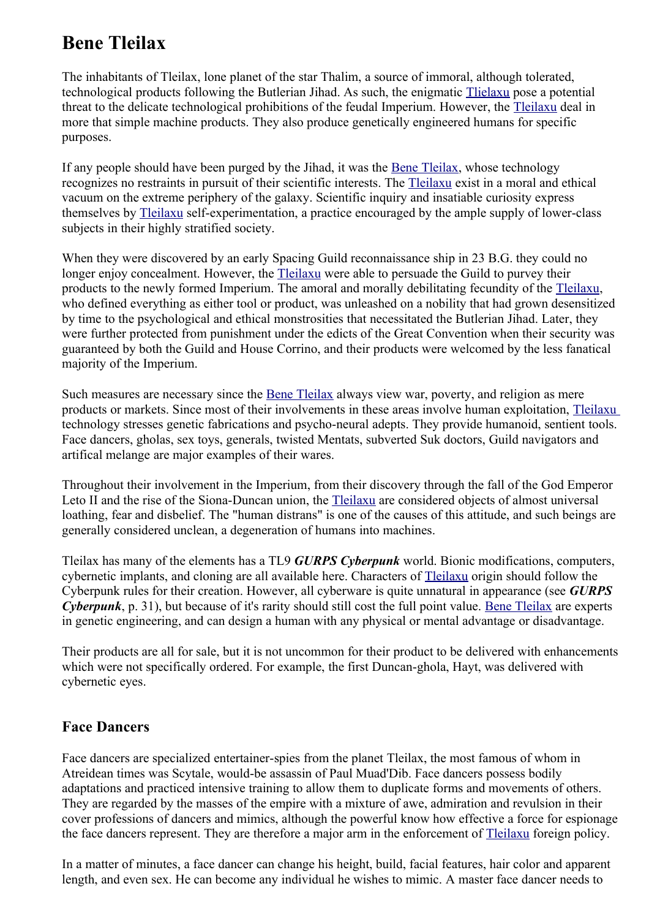# Bene Tleilax

The inhabitants of Tleilax, lone planet of the star Thalim, a source of immoral, although tolerated, technological products following the Butlerian Jihad. As such, the enigmatic Tlielaxu pose a potential threat to the delicate technological prohibitions of the feudal Imperium. However, the Tleilaxu deal in more that simple machine products. They also produce genetically engineered humans for specific purposes.

If any people should have been purged by the Jihad, it was the Bene Tleilax, whose technology recognizes no restraints in pursuit of their scientific interests. The Tleilaxu exist in a moral and ethical vacuum on the extreme periphery of the galaxy. Scientific inquiry and insatiable curiosity express themselves by Tleilaxu self-experimentation, a practice encouraged by the ample supply of lower-class subjects in their highly stratified society.

When they were discovered by an early Spacing Guild reconnaissance ship in 23 B.G. they could no longer enjoy concealment. However, the Tleilaxu were able to persuade the Guild to purvey their products to the newly formed Imperium. The amoral and morally debilitating fecundity of the Tleilaxu, who defined everything as either tool or product, was unleashed on a nobility that had grown desensitized by time to the psychological and ethical monstrosities that necessitated the Butlerian Jihad. Later, they were further protected from punishment under the edicts of the Great Convention when their security was guaranteed by both the Guild and House Corrino, and their products were welcomed by the less fanatical majority of the Imperium.

Such measures are necessary since the Bene Tleilax always view war, poverty, and religion as mere products or markets. Since most of their involvements in these areas involve human exploitation, Tleilaxu technology stresses genetic fabrications and psycho-neural adepts. They provide humanoid, sentient tools. Face dancers, gholas, sex toys, generals, twisted Mentats, subverted Suk doctors, Guild navigators and artifical melange are major examples of their wares.

Throughout their involvement in the Imperium, from their discovery through the fall of the God Emperor Leto II and the rise of the Siona-Duncan union, the Tleilaxu are considered objects of almost universal loathing, fear and disbelief. The "human distrans" is one of the causes of this attitude, and such beings are generally considered unclean, a degeneration of humans into machines.

Tleilax has many of the elements has a TL9 ***GURPS Cyberpunk*** world. Bionic modifications, computers, cybernetic implants, and cloning are all available here. Characters of Tleilaxu origin should follow the Cyberpunk rules for their creation. However, all cyberware is quite unnatural in appearance (see ***GURPS Cyberpunk***, p. 31), but because of it's rarity should still cost the full point value. Bene Tleilax are experts in genetic engineering, and can design a human with any physical or mental advantage or disadvantage.

Their products are all for sale, but it is not uncommon for their product to be delivered with enhancements which were not specifically ordered. For example, the first Duncan-ghola, Hayt, was delivered with cybernetic eyes.

## Face Dancers

Face dancers are specialized entertainer-spies from the planet Tleilax, the most famous of whom in Atreidean times was Scytale, would-be assassin of Paul Muad'Dib. Face dancers possess bodily adaptations and practiced intensive training to allow them to duplicate forms and movements of others. They are regarded by the masses of the empire with a mixture of awe, admiration and revulsion in their cover professions of dancers and mimics, although the powerful know how effective a force for espionage the face dancers represent. They are therefore a major arm in the enforcement of Tleilaxu foreign policy.

In a matter of minutes, a face dancer can change his height, build, facial features, hair color and apparent length, and even sex. He can become any individual he wishes to mimic. A master face dancer needs to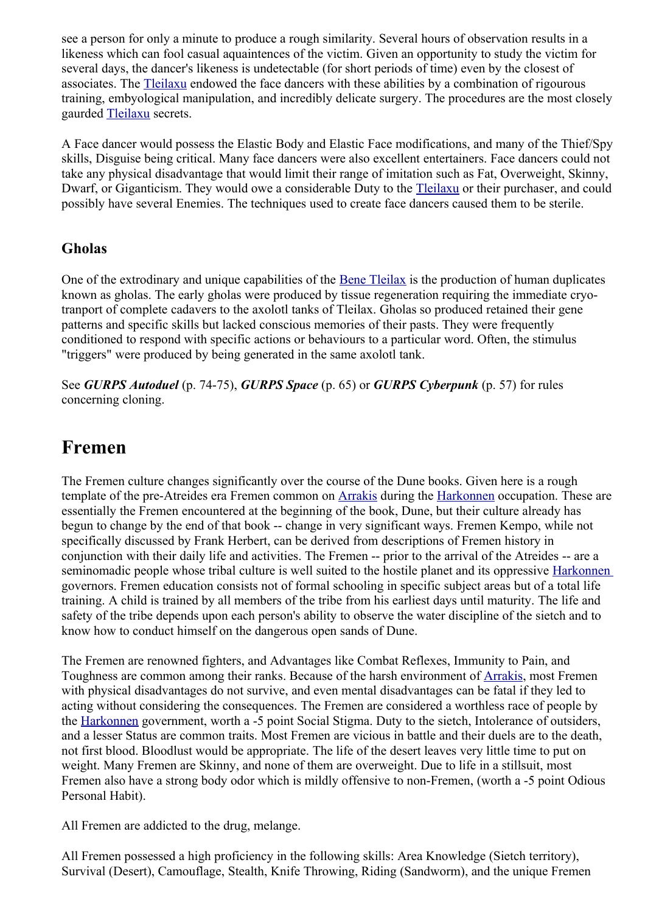see a person for only a minute to produce a rough similarity. Several hours of observation results in a likeness which can fool casual aquaintences of the victim. Given an opportunity to study the victim for several days, the dancer's likeness is undetectable (for short periods of time) even by the closest of associates. The Tleilaxu endowed the face dancers with these abilities by a combination of rigourous training, embyological manipulation, and incredibly delicate surgery. The procedures are the most closely gaurded Tleilaxu secrets.

A Face dancer would possess the Elastic Body and Elastic Face modifications, and many of the Thief/Spy skills, Disguise being critical. Many face dancers were also excellent entertainers. Face dancers could not take any physical disadvantage that would limit their range of imitation such as Fat, Overweight, Skinny, Dwarf, or Giganticism. They would owe a considerable Duty to the Tleilaxu or their purchaser, and could possibly have several Enemies. The techniques used to create face dancers caused them to be sterile.

### Gholas

One of the extrodinary and unique capabilities of the Bene Tleilax is the production of human duplicates known as gholas. The early gholas were produced by tissue regeneration requiring the immediate cryo-tranport of complete cadavers to the axolotl tanks of Tleilax. Gholas so produced retained their gene patterns and specific skills but lacked conscious memories of their pasts. They were frequently conditioned to respond with specific actions or behaviours to a particular word. Often, the stimulus "triggers" were produced by being generated in the same axolotl tank.

See ***GURPS Autoduel*** (p. 74-75), ***GURPS Space*** (p. 65) or ***GURPS Cyberpunk*** (p. 57) for rules concerning cloning.

## Fremen

The Fremen culture changes significantly over the course of the Dune books. Given here is a rough template of the pre-Atreides era Fremen common on Arrakis during the Harkonnen occupation. These are essentially the Fremen encountered at the beginning of the book, Dune, but their culture already has begun to change by the end of that book -- change in very significant ways. Fremen Kempo, while not specifically discussed by Frank Herbert, can be derived from descriptions of Fremen history in conjunction with their daily life and activities. The Fremen -- prior to the arrival of the Atreides -- are a seminomadic people whose tribal culture is well suited to the hostile planet and its oppressive Harkonnen governors. Fremen education consists not of formal schooling in specific subject areas but of a total life training. A child is trained by all members of the tribe from his earliest days until maturity. The life and safety of the tribe depends upon each person's ability to observe the water discipline of the sietch and to know how to conduct himself on the dangerous open sands of Dune.

The Fremen are renowned fighters, and Advantages like Combat Reflexes, Immunity to Pain, and Toughness are common among their ranks. Because of the harsh environment of Arrakis, most Fremen with physical disadvantages do not survive, and even mental disadvantages can be fatal if they led to acting without considering the consequences. The Fremen are considered a worthless race of people by the Harkonnen government, worth a -5 point Social Stigma. Duty to the sietch, Intolerance of outsiders, and a lesser Status are common traits. Most Fremen are vicious in battle and their duels are to the death, not first blood. Bloodlust would be appropriate. The life of the desert leaves very little time to put on weight. Many Fremen are Skinny, and none of them are overweight. Due to life in a stillsuit, most Fremen also have a strong body odor which is mildly offensive to non-Fremen, (worth a -5 point Odious Personal Habit).

All Fremen are addicted to the drug, melange.

All Fremen possessed a high proficiency in the following skills: Area Knowledge (Sietch territory), Survival (Desert), Camouflage, Stealth, Knife Throwing, Riding (Sandworm), and the unique Fremen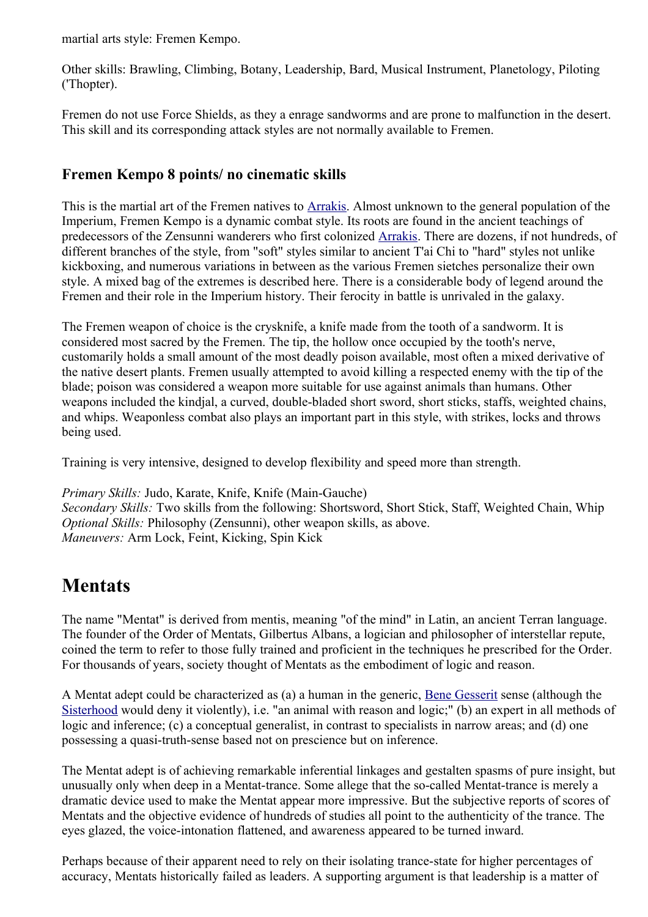martial arts style: Fremen Kempo.

Other skills: Brawling, Climbing, Botany, Leadership, Bard, Musical Instrument, Planetology, Piloting ('Thopter).

Fremen do not use Force Shields, as they a enrage sandworms and are prone to malfunction in the desert. This skill and its corresponding attack styles are not normally available to Fremen.

### Fremen Kempo 8 points/ no cinematic skills

This is the martial art of the Fremen natives to Arrakis. Almost unknown to the general population of the Imperium, Fremen Kempo is a dynamic combat style. Its roots are found in the ancient teachings of predecessors of the Zensunni wanderers who first colonized Arrakis. There are dozens, if not hundreds, of different branches of the style, from "soft" styles similar to ancient T'ai Chi to "hard" styles not unlike kickboxing, and numerous variations in between as the various Fremen sietches personalize their own style. A mixed bag of the extremes is described here. There is a considerable body of legend around the Fremen and their role in the Imperium history. Their ferocity in battle is unrivaled in the galaxy.

The Fremen weapon of choice is the crysknife, a knife made from the tooth of a sandworm. It is considered most sacred by the Fremen. The tip, the hollow once occupied by the tooth's nerve, customarily holds a small amount of the most deadly poison available, most often a mixed derivative of the native desert plants. Fremen usually attempted to avoid killing a respected enemy with the tip of the blade; poison was considered a weapon more suitable for use against animals than humans. Other weapons included the kindjal, a curved, double-bladed short sword, short sticks, staffs, weighted chains, and whips. Weaponless combat also plays an important part in this style, with strikes, locks and throws being used.

Training is very intensive, designed to develop flexibility and speed more than strength.

*Primary Skills:* Judo, Karate, Knife, Knife (Main-Gauche)
*Secondary Skills:* Two skills from the following: Shortsword, Short Stick, Staff, Weighted Chain, Whip
*Optional Skills:* Philosophy (Zensunni), other weapon skills, as above.
*Maneuvers:* Arm Lock, Feint, Kicking, Spin Kick

# Mentats

The name "Mentat" is derived from mentis, meaning "of the mind" in Latin, an ancient Terran language. The founder of the Order of Mentats, Gilbertus Albans, a logician and philosopher of interstellar repute, coined the term to refer to those fully trained and proficient in the techniques he prescribed for the Order. For thousands of years, society thought of Mentats as the embodiment of logic and reason.

A Mentat adept could be characterized as (a) a human in the generic, Bene Gesserit sense (although the Sisterhood would deny it violently), i.e. "an animal with reason and logic;" (b) an expert in all methods of logic and inference; (c) a conceptual generalist, in contrast to specialists in narrow areas; and (d) one possessing a quasi-truth-sense based not on prescience but on inference.

The Mentat adept is of achieving remarkable inferential linkages and gestalten spasms of pure insight, but unusually only when deep in a Mentat-trance. Some allege that the so-called Mentat-trance is merely a dramatic device used to make the Mentat appear more impressive. But the subjective reports of scores of Mentats and the objective evidence of hundreds of studies all point to the authenticity of the trance. The eyes glazed, the voice-intonation flattened, and awareness appeared to be turned inward.

Perhaps because of their apparent need to rely on their isolating trance-state for higher percentages of accuracy, Mentats historically failed as leaders. A supporting argument is that leadership is a matter of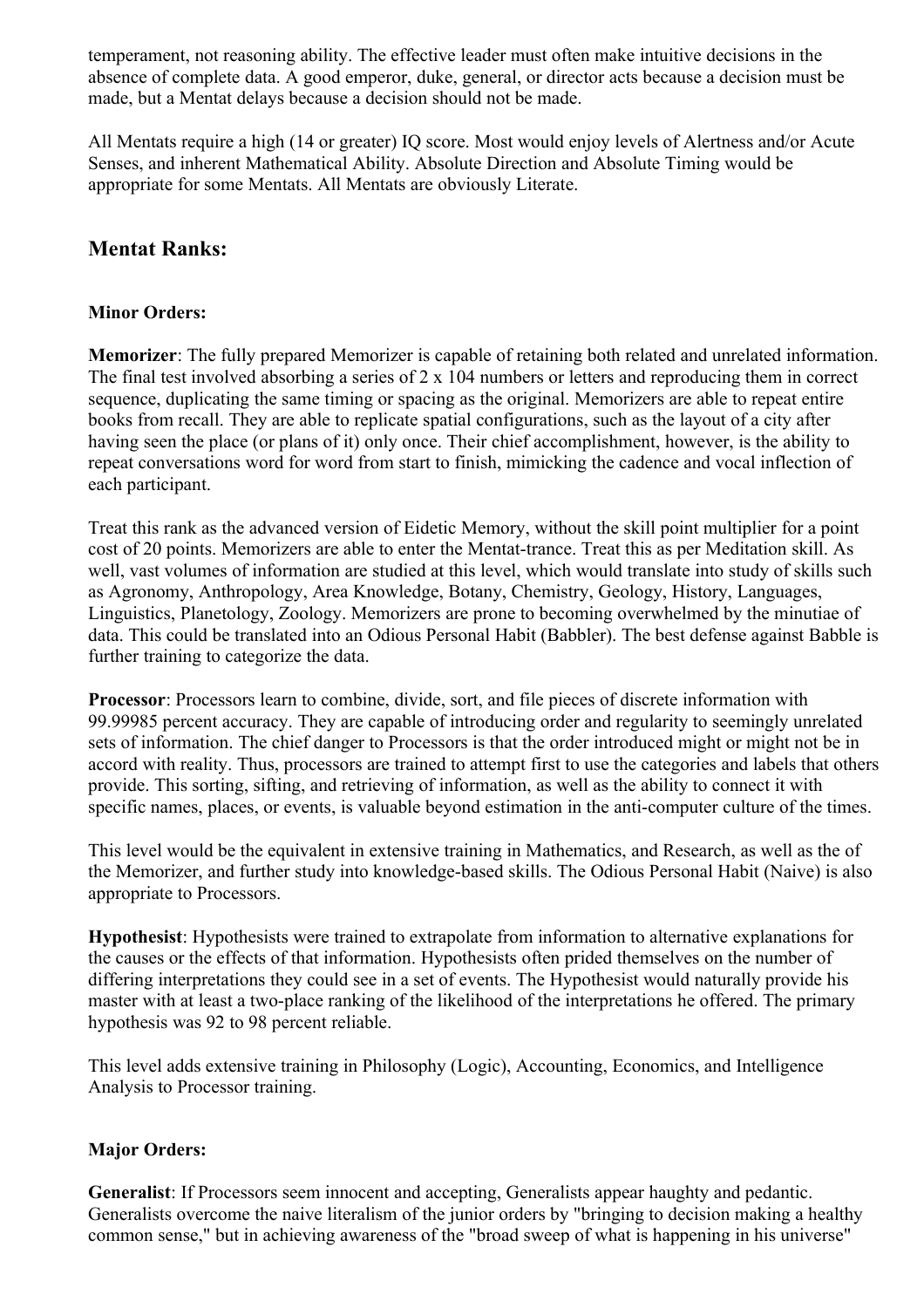temperament, not reasoning ability. The effective leader must often make intuitive decisions in the absence of complete data. A good emperor, duke, general, or director acts because a decision must be made, but a Mentat delays because a decision should not be made.

All Mentats require a high (14 or greater) IQ score. Most would enjoy levels of Alertness and/or Acute Senses, and inherent Mathematical Ability. Absolute Direction and Absolute Timing would be appropriate for some Mentats. All Mentats are obviously Literate.

## Mentat Ranks:

### Minor Orders:

**Memorizer**: The fully prepared Memorizer is capable of retaining both related and unrelated information. The final test involved absorbing a series of 2 x 104 numbers or letters and reproducing them in correct sequence, duplicating the same timing or spacing as the original. Memorizers are able to repeat entire books from recall. They are able to replicate spatial configurations, such as the layout of a city after having seen the place (or plans of it) only once. Their chief accomplishment, however, is the ability to repeat conversations word for word from start to finish, mimicking the cadence and vocal inflection of each participant.

Treat this rank as the advanced version of Eidetic Memory, without the skill point multiplier for a point cost of 20 points. Memorizers are able to enter the Mentat-trance. Treat this as per Meditation skill. As well, vast volumes of information are studied at this level, which would translate into study of skills such as Agronomy, Anthropology, Area Knowledge, Botany, Chemistry, Geology, History, Languages, Linguistics, Planetology, Zoology. Memorizers are prone to becoming overwhelmed by the minutiae of data. This could be translated into an Odious Personal Habit (Babbler). The best defense against Babble is further training to categorize the data.

**Processor**: Processors learn to combine, divide, sort, and file pieces of discrete information with 99.99985 percent accuracy. They are capable of introducing order and regularity to seemingly unrelated sets of information. The chief danger to Processors is that the order introduced might or might not be in accord with reality. Thus, processors are trained to attempt first to use the categories and labels that others provide. This sorting, sifting, and retrieving of information, as well as the ability to connect it with specific names, places, or events, is valuable beyond estimation in the anti-computer culture of the times.

This level would be the equivalent in extensive training in Mathematics, and Research, as well as the of the Memorizer, and further study into knowledge-based skills. The Odious Personal Habit (Naive) is also appropriate to Processors.

**Hypothesist**: Hypothesists were trained to extrapolate from information to alternative explanations for the causes or the effects of that information. Hypothesists often prided themselves on the number of differing interpretations they could see in a set of events. The Hypothesist would naturally provide his master with at least a two-place ranking of the likelihood of the interpretations he offered. The primary hypothesis was 92 to 98 percent reliable.

This level adds extensive training in Philosophy (Logic), Accounting, Economics, and Intelligence Analysis to Processor training.

### Major Orders:

**Generalist**: If Processors seem innocent and accepting, Generalists appear haughty and pedantic. Generalists overcome the naive literalism of the junior orders by "bringing to decision making a healthy common sense," but in achieving awareness of the "broad sweep of what is happening in his universe"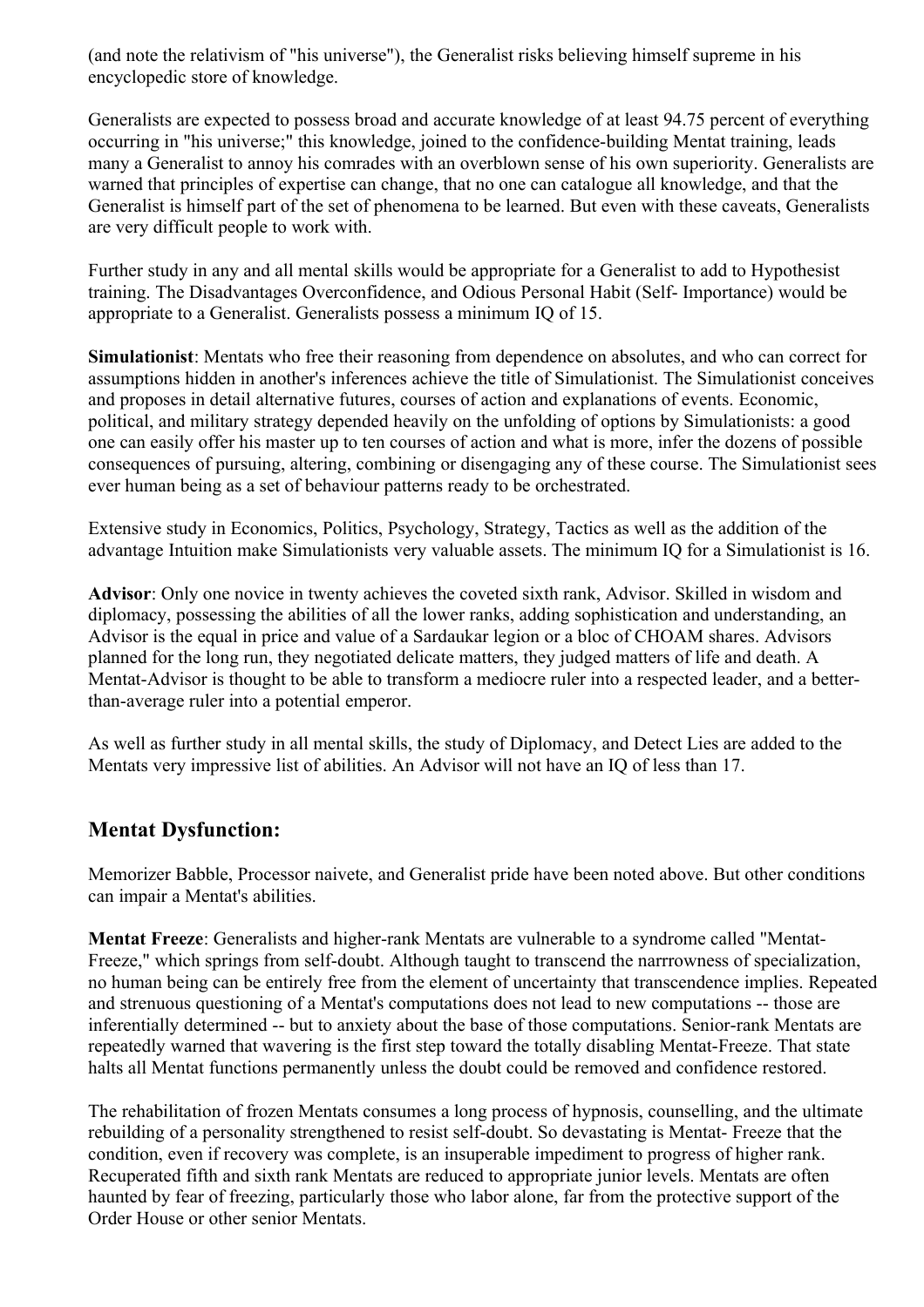(and note the relativism of "his universe"), the Generalist risks believing himself supreme in his encyclopedic store of knowledge.

Generalists are expected to possess broad and accurate knowledge of at least 94.75 percent of everything occurring in "his universe;" this knowledge, joined to the confidence-building Mentat training, leads many a Generalist to annoy his comrades with an overblown sense of his own superiority. Generalists are warned that principles of expertise can change, that no one can catalogue all knowledge, and that the Generalist is himself part of the set of phenomena to be learned. But even with these caveats, Generalists are very difficult people to work with.

Further study in any and all mental skills would be appropriate for a Generalist to add to Hypothesist training. The Disadvantages Overconfidence, and Odious Personal Habit (Self- Importance) would be appropriate to a Generalist. Generalists possess a minimum IQ of 15.

**Simulationist**: Mentats who free their reasoning from dependence on absolutes, and who can correct for assumptions hidden in another's inferences achieve the title of Simulationist. The Simulationist conceives and proposes in detail alternative futures, courses of action and explanations of events. Economic, political, and military strategy depended heavily on the unfolding of options by Simulationists: a good one can easily offer his master up to ten courses of action and what is more, infer the dozens of possible consequences of pursuing, altering, combining or disengaging any of these course. The Simulationist sees ever human being as a set of behaviour patterns ready to be orchestrated.

Extensive study in Economics, Politics, Psychology, Strategy, Tactics as well as the addition of the advantage Intuition make Simulationists very valuable assets. The minimum IQ for a Simulationist is 16.

**Advisor**: Only one novice in twenty achieves the coveted sixth rank, Advisor. Skilled in wisdom and diplomacy, possessing the abilities of all the lower ranks, adding sophistication and understanding, an Advisor is the equal in price and value of a Sardaukar legion or a bloc of CHOAM shares. Advisors planned for the long run, they negotiated delicate matters, they judged matters of life and death. A Mentat-Advisor is thought to be able to transform a mediocre ruler into a respected leader, and a better-than-average ruler into a potential emperor.

As well as further study in all mental skills, the study of Diplomacy, and Detect Lies are added to the Mentats very impressive list of abilities. An Advisor will not have an IQ of less than 17.

## Mentat Dysfunction:

Memorizer Babble, Processor naivete, and Generalist pride have been noted above. But other conditions can impair a Mentat's abilities.

**Mentat Freeze**: Generalists and higher-rank Mentats are vulnerable to a syndrome called "Mentat-Freeze," which springs from self-doubt. Although taught to transcend the narrrowness of specialization, no human being can be entirely free from the element of uncertainty that transcendence implies. Repeated and strenuous questioning of a Mentat's computations does not lead to new computations -- those are inferentially determined -- but to anxiety about the base of those computations. Senior-rank Mentats are repeatedly warned that wavering is the first step toward the totally disabling Mentat-Freeze. That state halts all Mentat functions permanently unless the doubt could be removed and confidence restored.

The rehabilitation of frozen Mentats consumes a long process of hypnosis, counselling, and the ultimate rebuilding of a personality strengthened to resist self-doubt. So devastating is Mentat- Freeze that the condition, even if recovery was complete, is an insuperable impediment to progress of higher rank. Recuperated fifth and sixth rank Mentats are reduced to appropriate junior levels. Mentats are often haunted by fear of freezing, particularly those who labor alone, far from the protective support of the Order House or other senior Mentats.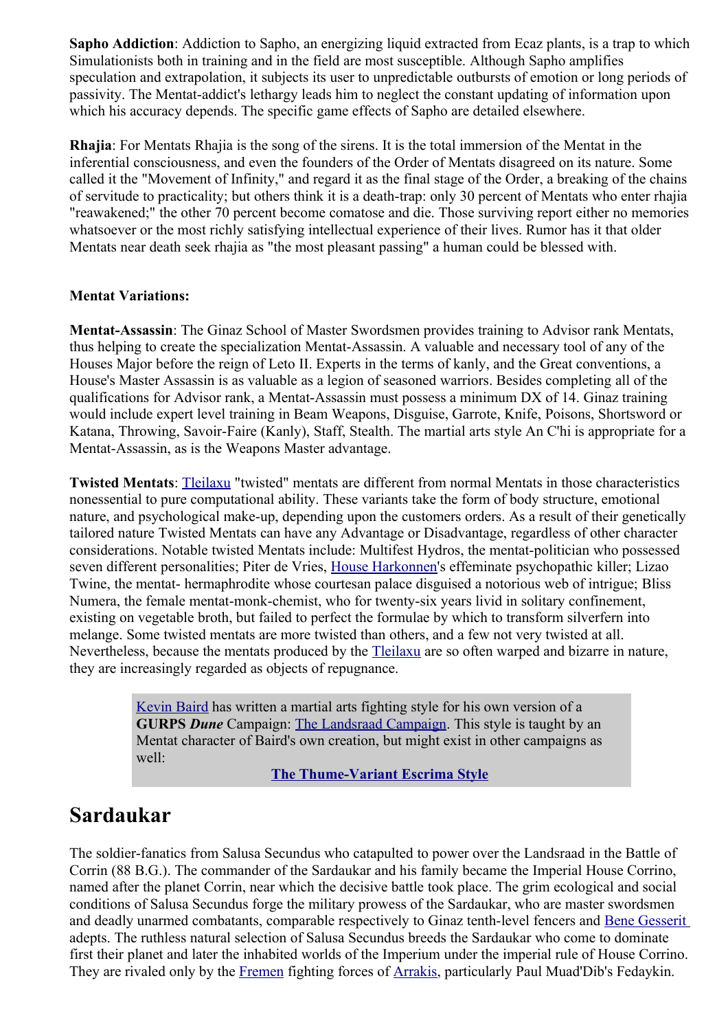**Sapho Addiction**: Addiction to Sapho, an energizing liquid extracted from Ecaz plants, is a trap to which Simulationists both in training and in the field are most susceptible. Although Sapho amplifies speculation and extrapolation, it subjects its user to unpredictable outbursts of emotion or long periods of passivity. The Mentat-addict's lethargy leads him to neglect the constant updating of information upon which his accuracy depends. The specific game effects of Sapho are detailed elsewhere.

**Rhajia**: For Mentats Rhajia is the song of the sirens. It is the total immersion of the Mentat in the inferential consciousness, and even the founders of the Order of Mentats disagreed on its nature. Some called it the "Movement of Infinity," and regard it as the final stage of the Order, a breaking of the chains of servitude to practicality; but others think it is a death-trap: only 30 percent of Mentats who enter rhajia "reawakened;" the other 70 percent become comatose and die. Those surviving report either no memories whatsoever or the most richly satisfying intellectual experience of their lives. Rumor has it that older Mentats near death seek rhajia as "the most pleasant passing" a human could be blessed with.

**Mentat Variations:**

**Mentat-Assassin**: The Ginaz School of Master Swordsmen provides training to Advisor rank Mentats, thus helping to create the specialization Mentat-Assassin. A valuable and necessary tool of any of the Houses Major before the reign of Leto II. Experts in the terms of kanly, and the Great conventions, a House's Master Assassin is as valuable as a legion of seasoned warriors. Besides completing all of the qualifications for Advisor rank, a Mentat-Assassin must possess a minimum DX of 14. Ginaz training would include expert level training in Beam Weapons, Disguise, Garrote, Knife, Poisons, Shortsword or Katana, Throwing, Savoir-Faire (Kanly), Staff, Stealth. The martial arts style An C'hi is appropriate for a Mentat-Assassin, as is the Weapons Master advantage.

**Twisted Mentats**: Tleilaxu "twisted" mentats are different from normal Mentats in those characteristics nonessential to pure computational ability. These variants take the form of body structure, emotional nature, and psychological make-up, depending upon the customers orders. As a result of their genetically tailored nature Twisted Mentats can have any Advantage or Disadvantage, regardless of other character considerations. Notable twisted Mentats include: Multifest Hydros, the mentat-politician who possessed seven different personalities; Piter de Vries, House Harkonnen's effeminate psychopathic killer; Lizao Twine, the mentat- hermaphrodite whose courtesan palace disguised a notorious web of intrigue; Bliss Numera, the female mentat-monk-chemist, who for twenty-six years livid in solitary confinement, existing on vegetable broth, but failed to perfect the formulae by which to transform silverfern into melange. Some twisted mentats are more twisted than others, and a few not very twisted at all. Nevertheless, because the mentats produced by the Tleilaxu are so often warped and bizarre in nature, they are increasingly regarded as objects of repugnance.

> Kevin Baird has written a martial arts fighting style for his own version of a **GURPS *Dune*** Campaign: The Landsraad Campaign. This style is taught by an Mentat character of Baird's own creation, but might exist in other campaigns as well:
>
> **The Thume-Variant Escrima Style**

## Sardaukar

The soldier-fanatics from Salusa Secundus who catapulted to power over the Landsraad in the Battle of Corrin (88 B.G.). The commander of the Sardaukar and his family became the Imperial House Corrino, named after the planet Corrin, near which the decisive battle took place. The grim ecological and social conditions of Salusa Secundus forge the military prowess of the Sardaukar, who are master swordsmen and deadly unarmed combatants, comparable respectively to Ginaz tenth-level fencers and Bene Gesserit adepts. The ruthless natural selection of Salusa Secundus breeds the Sardaukar who come to dominate first their planet and later the inhabited worlds of the Imperium under the imperial rule of House Corrino. They are rivaled only by the Fremen fighting forces of Arrakis, particularly Paul Muad'Dib's Fedaykin.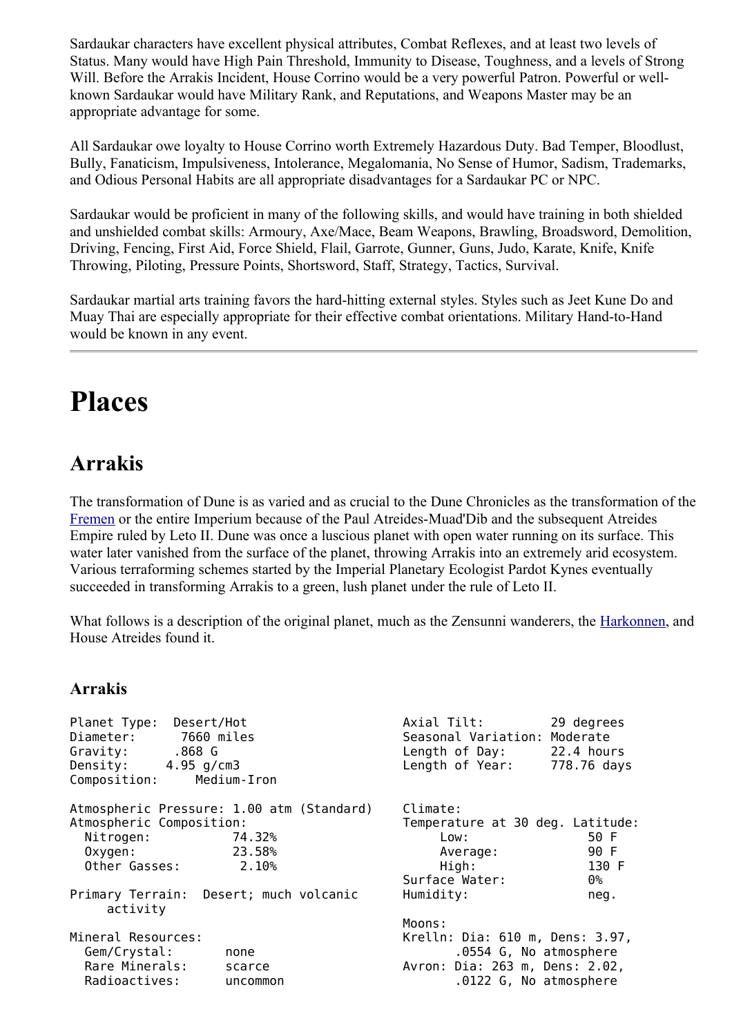Sardaukar characters have excellent physical attributes, Combat Reflexes, and at least two levels of Status. Many would have High Pain Threshold, Immunity to Disease, Toughness, and a levels of Strong Will. Before the Arrakis Incident, House Corrino would be a very powerful Patron. Powerful or well-known Sardaukar would have Military Rank, and Reputations, and Weapons Master may be an appropriate advantage for some.

All Sardaukar owe loyalty to House Corrino worth Extremely Hazardous Duty. Bad Temper, Bloodlust, Bully, Fanaticism, Impulsiveness, Intolerance, Megalomania, No Sense of Humor, Sadism, Trademarks, and Odious Personal Habits are all appropriate disadvantages for a Sardaukar PC or NPC.

Sardaukar would be proficient in many of the following skills, and would have training in both shielded and unshielded combat skills: Armoury, Axe/Mace, Beam Weapons, Brawling, Broadsword, Demolition, Driving, Fencing, First Aid, Force Shield, Flail, Garrote, Gunner, Guns, Judo, Karate, Knife, Knife Throwing, Piloting, Pressure Points, Shortsword, Staff, Strategy, Tactics, Survival.

Sardaukar martial arts training favors the hard-hitting external styles. Styles such as Jeet Kune Do and Muay Thai are especially appropriate for their effective combat orientations. Military Hand-to-Hand would be known in any event.

---

# Places

## Arrakis

The transformation of Dune is as varied and as crucial to the Dune Chronicles as the transformation of the Fremen or the entire Imperium because of the Paul Atreides-Muad'Dib and the subsequent Atreides Empire ruled by Leto II. Dune was once a luscious planet with open water running on its surface. This water later vanished from the surface of the planet, throwing Arrakis into an extremely arid ecosystem. Various terraforming schemes started by the Imperial Planetary Ecologist Pardot Kynes eventually succeeded in transforming Arrakis to a green, lush planet under the rule of Leto II.

What follows is a description of the original planet, much as the Zensunni wanderers, the Harkonnen, and House Atreides found it.

### Arrakis

```
Planet Type:  Desert/Hot                        Axial Tilt:          29 degrees
Diameter:      7660 miles                       Seasonal Variation: Moderate
Gravity:      .868 G                            Length of Day:       22.4 hours
Density:     4.95 g/cm3                         Length of Year:      778.76 days
Composition:     Medium-Iron

Atmospheric Pressure: 1.00 atm (Standard)       Climate:
Atmospheric Composition:                        Temperature at 30 deg. Latitude:
  Nitrogen:            74.32%                        Low:                50 F
  Oxygen:              23.58%                        Average:            90 F
  Other Gasses:         2.10%                        High:               130 F
                                                Surface Water:           0%
Primary Terrain:  Desert; much volcanic         Humidity:                neg.
     activity
                                                Moons:
Mineral Resources:                              Krelln: Dia: 610 m, Dens: 3.97,
  Gem/Crystal:        none                             .0554 G, No atmosphere
  Rare Minerals:      scarce                    Avron: Dia: 263 m, Dens: 2.02,
  Radioactives:       uncommon                         .0122 G, No atmosphere
```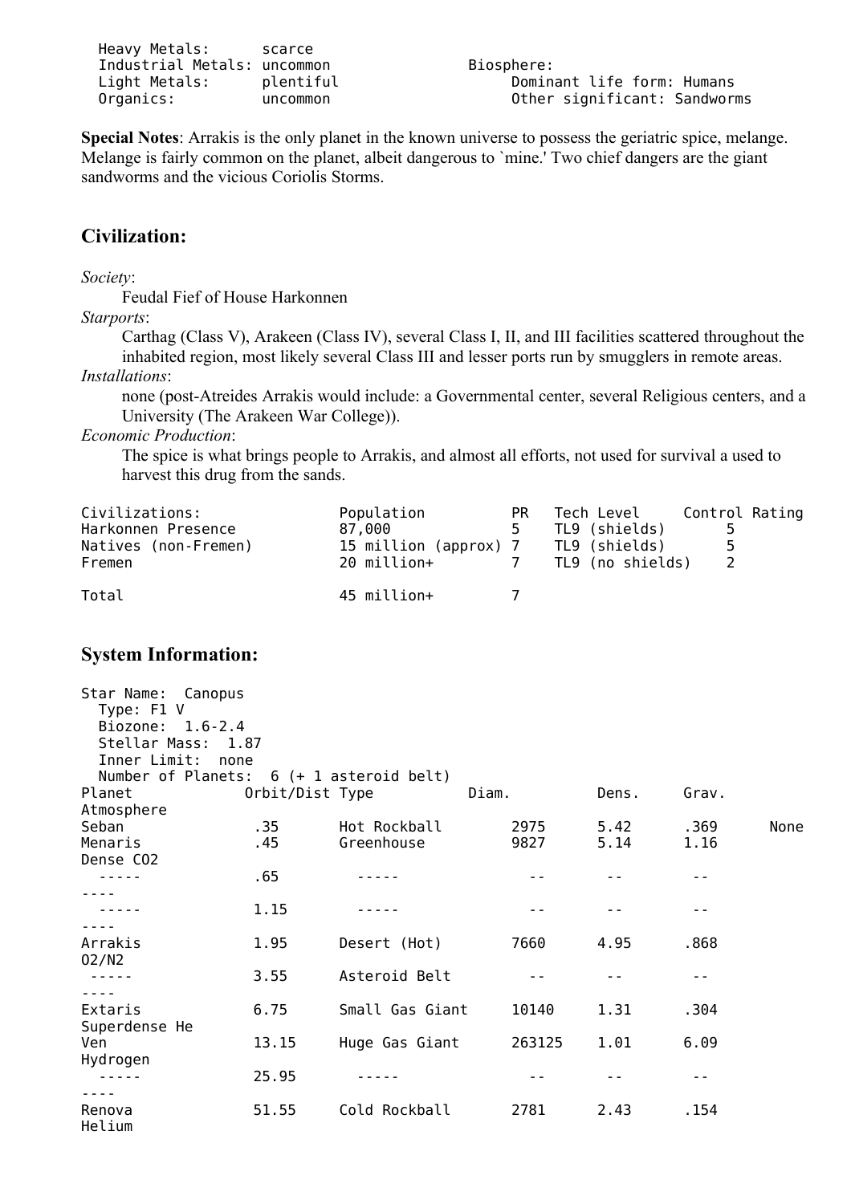| | | | |
|---|---|---|---|
| Heavy Metals: | scarce | | |
| Industrial Metals: | uncommon | Biosphere: | |
| Light Metals: | plentiful | | Dominant life form: Humans |
| Organics: | uncommon | | Other significant: Sandworms |

**Special Notes**: Arrakis is the only planet in the known universe to possess the geriatric spice, melange. Melange is fairly common on the planet, albeit dangerous to `mine.' Two chief dangers are the giant sandworms and the vicious Coriolis Storms.

## Civilization:

*Society*:

Feudal Fief of House Harkonnen

*Starports*:

Carthag (Class V), Arakeen (Class IV), several Class I, II, and III facilities scattered throughout the inhabited region, most likely several Class III and lesser ports run by smugglers in remote areas.

*Installations*:

none (post-Atreides Arrakis would include: a Governmental center, several Religious centers, and a University (The Arakeen War College)).

*Economic Production*:

The spice is what brings people to Arrakis, and almost all efforts, not used for survival a used to harvest this drug from the sands.

| Civilizations: | Population | PR | Tech Level | Control Rating |
|---|---|---|---|---|
| Harkonnen Presence | 87,000 | 5 | TL9 (shields) | 5 |
| Natives (non-Fremen) | 15 million (approx) | 7 | TL9 (shields) | 5 |
| Fremen | 20 million+ | 7 | TL9 (no shields) | 2 |
| Total | 45 million+ | 7 | | |

## System Information:

Star Name: Canopus
Type: F1 V
Biozone: 1.6-2.4
Stellar Mass: 1.87
Inner Limit: none
Number of Planets: 6 (+ 1 asteroid belt)

| Planet | Orbit/Dist | Type | Diam. | Dens. | Grav. | Atmosphere |
|---|---|---|---|---|---|---|
| Seban | .35 | Hot Rockball | 2975 | 5.42 | .369 | None |
| Menaris | .45 | Greenhouse | 9827 | 5.14 | 1.16 | Dense CO2 |
| ----- | .65 | ----- | -- | -- | -- | ---- |
| ----- | 1.15 | ----- | -- | -- | -- | ---- |
| Arrakis | 1.95 | Desert (Hot) | 7660 | 4.95 | .868 | O2/N2 |
| ----- | 3.55 | Asteroid Belt | -- | -- | -- | ---- |
| Extaris | 6.75 | Small Gas Giant | 10140 | 1.31 | .304 | Superdense He |
| Ven | 13.15 | Huge Gas Giant | 263125 | 1.01 | 6.09 | Hydrogen |
| ----- | 25.95 | ----- | -- | -- | -- | ---- |
| Renova | 51.55 | Cold Rockball | 2781 | 2.43 | .154 | Helium |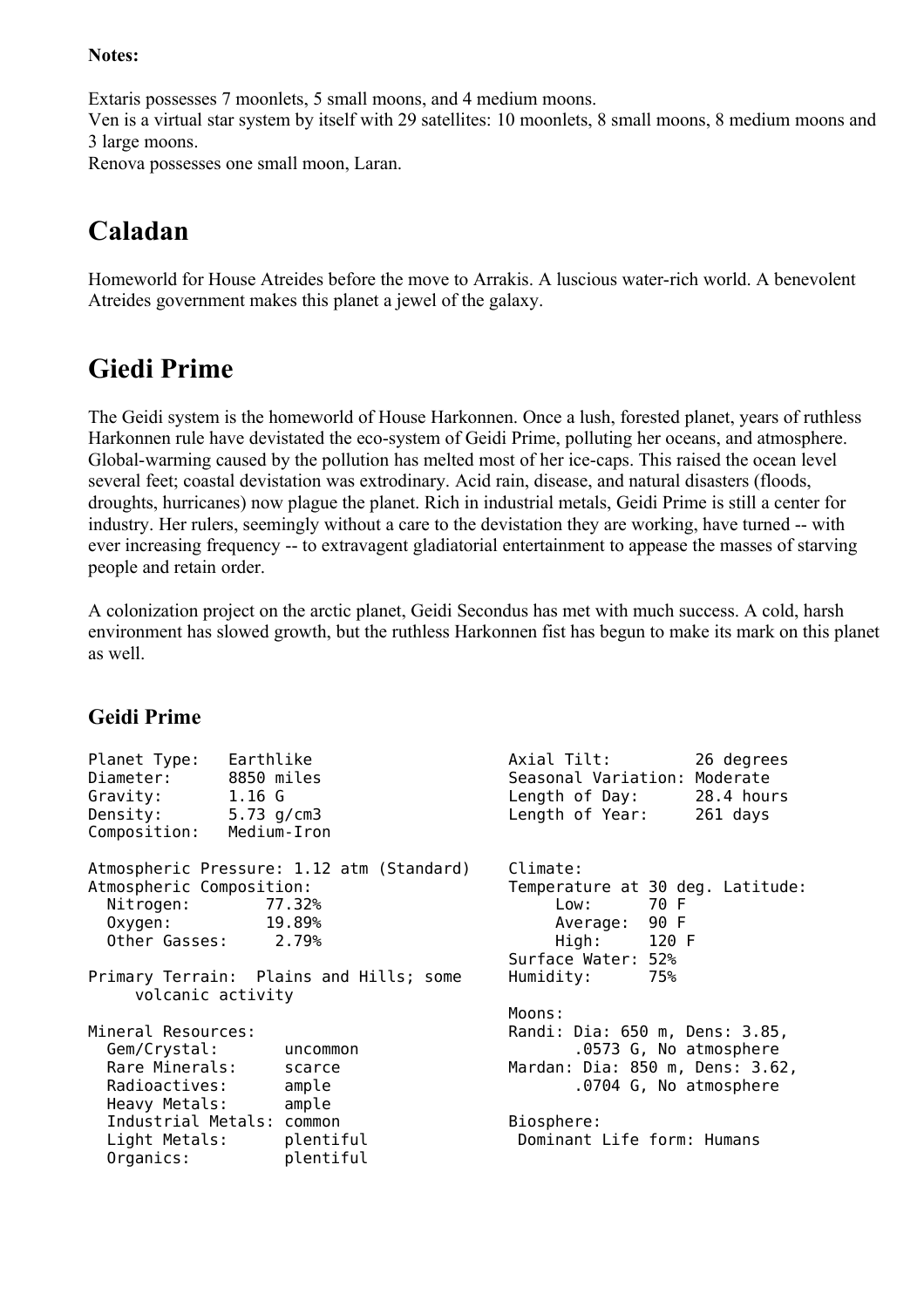**Notes:**

Extaris possesses 7 moonlets, 5 small moons, and 4 medium moons.
Ven is a virtual star system by itself with 29 satellites: 10 moonlets, 8 small moons, 8 medium moons and 3 large moons.
Renova possesses one small moon, Laran.

# Caladan

Homeworld for House Atreides before the move to Arrakis. A luscious water-rich world. A benevolent Atreides government makes this planet a jewel of the galaxy.

# Giedi Prime

The Geidi system is the homeworld of House Harkonnen. Once a lush, forested planet, years of ruthless Harkonnen rule have devistated the eco-system of Geidi Prime, polluting her oceans, and atmosphere. Global-warming caused by the pollution has melted most of her ice-caps. This raised the ocean level several feet; coastal devistation was extrodinary. Acid rain, disease, and natural disasters (floods, droughts, hurricanes) now plague the planet. Rich in industrial metals, Geidi Prime is still a center for industry. Her rulers, seemingly without a care to the devistation they are working, have turned -- with ever increasing frequency -- to extravagent gladiatorial entertainment to appease the masses of starving people and retain order.

A colonization project on the arctic planet, Geidi Secondus has met with much success. A cold, harsh environment has slowed growth, but the ruthless Harkonnen fist has begun to make its mark on this planet as well.

### Geidi Prime

```
Planet Type:   Earthlike
Diameter:      8850 miles
Gravity:       1.16 G
Density:       5.73 g/cm3
Composition:   Medium-Iron

Atmospheric Pressure: 1.12 atm (Standard)
Atmospheric Composition:
  Nitrogen:        77.32%
  Oxygen:          19.89%
  Other Gasses:     2.79%

Primary Terrain:  Plains and Hills; some
     volcanic activity

Mineral Resources:
  Gem/Crystal:       uncommon
  Rare Minerals:     scarce
  Radioactives:      ample
  Heavy Metals:      ample
  Industrial Metals: common
  Light Metals:      plentiful
  Organics:          plentiful

Axial Tilt:         26 degrees
Seasonal Variation: Moderate
Length of Day:      28.4 hours
Length of Year:     261 days

Climate:
Temperature at 30 deg. Latitude:
     Low:      70 F
     Average:  90 F
     High:     120 F
Surface Water: 52%
Humidity:      75%

Moons:
Randi: Dia: 650 m, Dens: 3.85,
       .0573 G, No atmosphere
Mardan: Dia: 850 m, Dens: 3.62,
       .0704 G, No atmosphere

Biosphere:
 Dominant Life form: Humans
```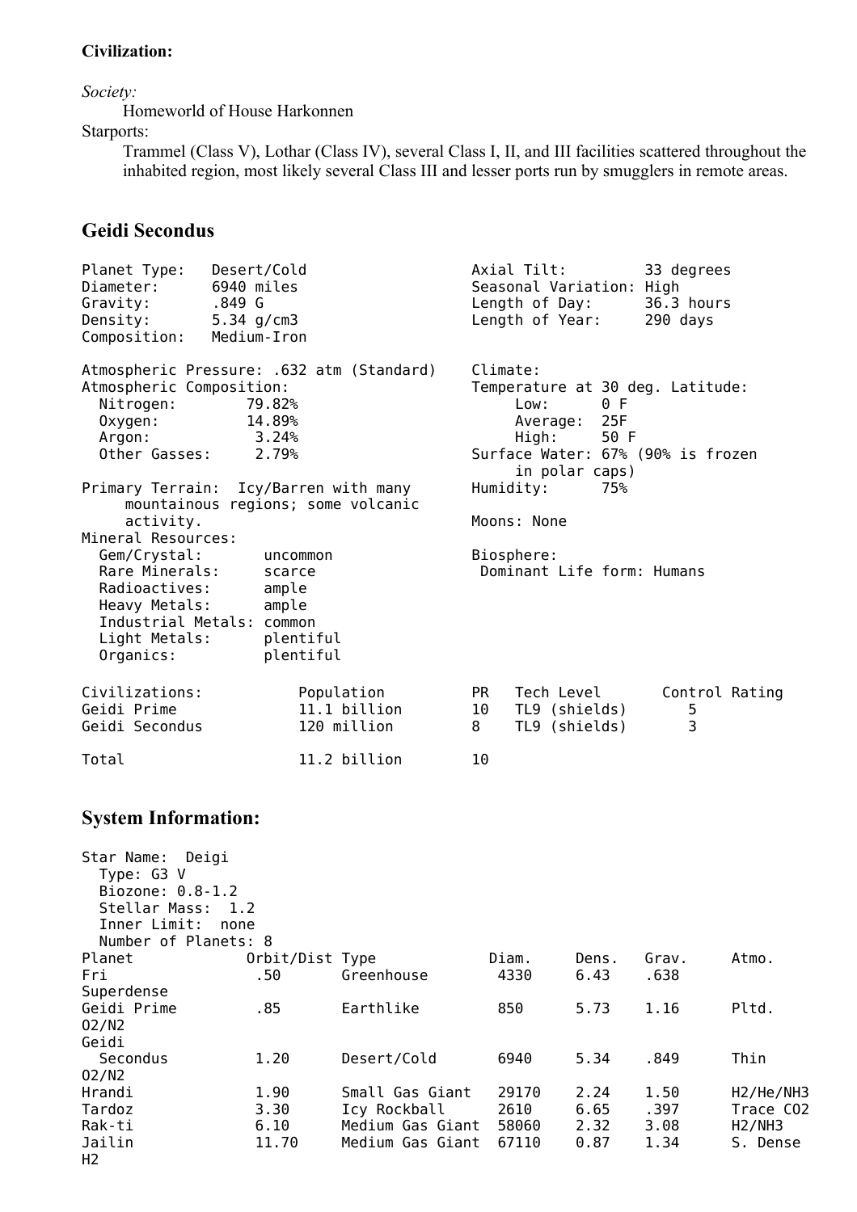**Civilization:**

*Society:*

Homeworld of House Harkonnen

Starports:

Trammel (Class V), Lothar (Class IV), several Class I, II, and III facilities scattered throughout the inhabited region, most likely several Class III and lesser ports run by smugglers in remote areas.

## Geidi Secondus

```
Planet Type:   Desert/Cold                     Axial Tilt:         33 degrees
Diameter:      6940 miles                      Seasonal Variation: High
Gravity:       .849 G                          Length of Day:      36.3 hours
Density:       5.34 g/cm3                      Length of Year:     290 days
Composition:   Medium-Iron

Atmospheric Pressure: .632 atm (Standard)     Climate:
Atmospheric Composition:                       Temperature at 30 deg. Latitude:
  Nitrogen:       79.82%                           Low:      0 F
  Oxygen:         14.89%                           Average:  25F
  Argon:           3.24%                           High:     50 F
  Other Gasses:    2.79%                       Surface Water: 67% (90% is frozen
                                                   in polar caps)
Primary Terrain:  Icy/Barren with many         Humidity:      75%
     mountainous regions; some volcanic
     activity.                                 Moons: None
Mineral Resources:
  Gem/Crystal:       uncommon                  Biosphere:
  Rare Minerals:     scarce                     Dominant Life form: Humans
  Radioactives:      ample
  Heavy Metals:      ample
  Industrial Metals: common
  Light Metals:      plentiful
  Organics:          plentiful
```

| Civilizations: | Population | PR | Tech Level | Control Rating |
|---|---|---|---|---|
| Geidi Prime | 11.1 billion | 10 | TL9 (shields) | 5 |
| Geidi Secondus | 120 million | 8 | TL9 (shields) | 3 |
| Total | 11.2 billion | 10 | | |

## System Information:

```
Star Name:  Deigi
  Type: G3 V
  Biozone: 0.8-1.2
  Stellar Mass:  1.2
  Inner Limit:  none
  Number of Planets: 8
```

| Planet | Orbit/Dist | Type | Diam. | Dens. | Grav. | Atmo. |
|---|---|---|---|---|---|---|
| Fri | .50 | Greenhouse | 4330 | 6.43 | .638 | Superdense |
| Geidi Prime | .85 | Earthlike | 850 | 5.73 | 1.16 | Pltd. O2/N2 |
| Geidi Secondus | 1.20 | Desert/Cold | 6940 | 5.34 | .849 | Thin O2/N2 |
| Hrandi | 1.90 | Small Gas Giant | 29170 | 2.24 | 1.50 | H2/He/NH3 |
| Tardoz | 3.30 | Icy Rockball | 2610 | 6.65 | .397 | Trace CO2 |
| Rak-ti | 6.10 | Medium Gas Giant | 58060 | 2.32 | 3.08 | H2/NH3 |
| Jailin | 11.70 | Medium Gas Giant | 67110 | 0.87 | 1.34 | S. Dense H2 |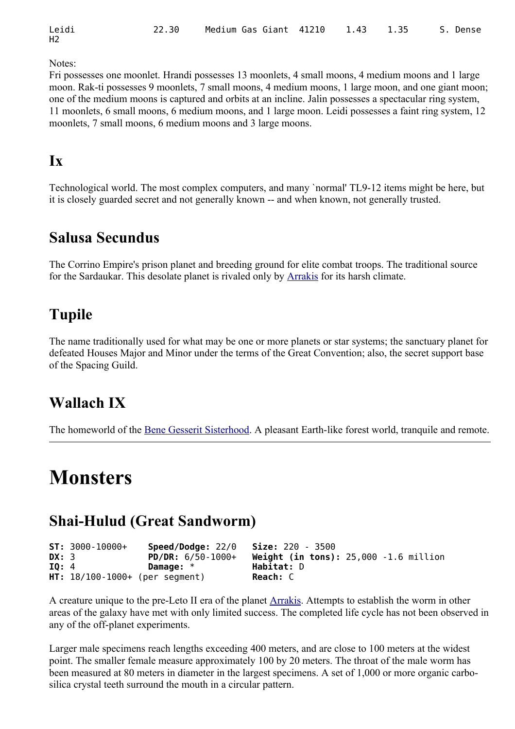```
Leidi              22.30     Medium Gas Giant  41210    1.43    1.35      S. Dense
H2
```

Notes:
Fri possesses one moonlet. Hrandi possesses 13 moonlets, 4 small moons, 4 medium moons and 1 large moon. Rak-ti possesses 9 moonlets, 7 small moons, 4 medium moons, 1 large moon, and one giant moon; one of the medium moons is captured and orbits at an incline. Jalin possesses a spectacular ring system, 11 moonlets, 6 small moons, 6 medium moons, and 1 large moon. Leidi possesses a faint ring system, 12 moonlets, 7 small moons, 6 medium moons and 3 large moons.

## Ix

Technological world. The most complex computers, and many `normal' TL9-12 items might be here, but it is closely guarded secret and not generally known -- and when known, not generally trusted.

## Salusa Secundus

The Corrino Empire's prison planet and breeding ground for elite combat troops. The traditional source for the Sardaukar. This desolate planet is rivaled only by Arrakis for its harsh climate.

## Tupile

The name traditionally used for what may be one or more planets or star systems; the sanctuary planet for defeated Houses Major and Minor under the terms of the Great Convention; also, the secret support base of the Spacing Guild.

## Wallach IX

The homeworld of the Bene Gesserit Sisterhood. A pleasant Earth-like forest world, tranquile and remote.

---

# Monsters

## Shai-Hulud (Great Sandworm)

```
ST: 3000-10000+     Speed/Dodge: 22/0   Size: 220 - 3500
DX: 3               PD/DR: 6/50-1000+   Weight (in tons): 25,000 -1.6 million
IQ: 4               Damage: *           Habitat: D
HT: 18/100-1000+ (per segment)          Reach: C
```

A creature unique to the pre-Leto II era of the planet Arrakis. Attempts to establish the worm in other areas of the galaxy have met with only limited success. The completed life cycle has not been observed in any of the off-planet experiments.

Larger male specimens reach lengths exceeding 400 meters, and are close to 100 meters at the widest point. The smaller female measure approximately 100 by 20 meters. The throat of the male worm has been measured at 80 meters in diameter in the largest specimens. A set of 1,000 or more organic carbo-silica crystal teeth surround the mouth in a circular pattern.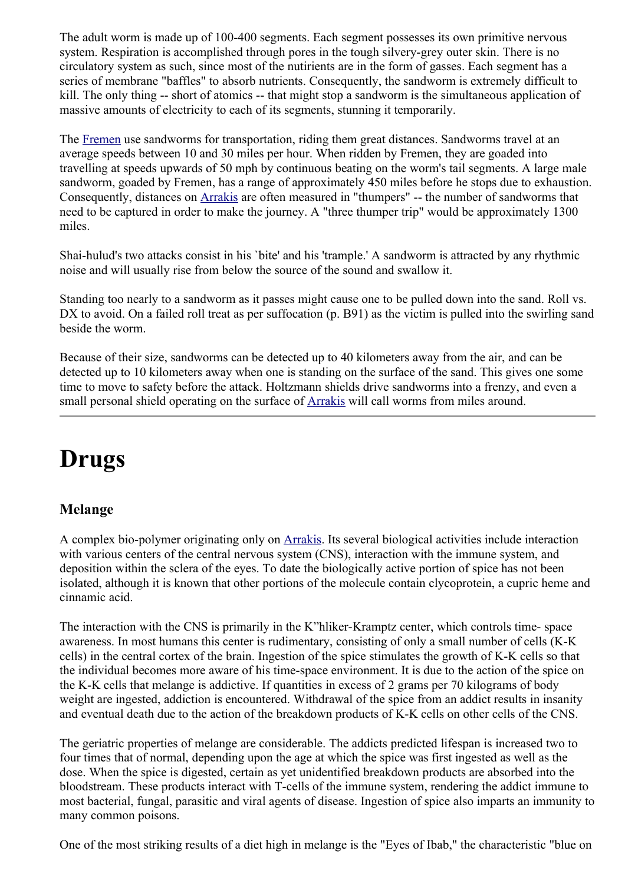The adult worm is made up of 100-400 segments. Each segment possesses its own primitive nervous system. Respiration is accomplished through pores in the tough silvery-grey outer skin. There is no circulatory system as such, since most of the nutirients are in the form of gasses. Each segment has a series of membrane "baffles" to absorb nutrients. Consequently, the sandworm is extremely difficult to kill. The only thing -- short of atomics -- that might stop a sandworm is the simultaneous application of massive amounts of electricity to each of its segments, stunning it temporarily.

The Fremen use sandworms for transportation, riding them great distances. Sandworms travel at an average speeds between 10 and 30 miles per hour. When ridden by Fremen, they are goaded into travelling at speeds upwards of 50 mph by continuous beating on the worm's tail segments. A large male sandworm, goaded by Fremen, has a range of approximately 450 miles before he stops due to exhaustion. Consequently, distances on Arrakis are often measured in "thumpers" -- the number of sandworms that need to be captured in order to make the journey. A "three thumper trip" would be approximately 1300 miles.

Shai-hulud's two attacks consist in his `bite' and his 'trample.' A sandworm is attracted by any rhythmic noise and will usually rise from below the source of the sound and swallow it.

Standing too nearly to a sandworm as it passes might cause one to be pulled down into the sand. Roll vs. DX to avoid. On a failed roll treat as per suffocation (p. B91) as the victim is pulled into the swirling sand beside the worm.

Because of their size, sandworms can be detected up to 40 kilometers away from the air, and can be detected up to 10 kilometers away when one is standing on the surface of the sand. This gives one some time to move to safety before the attack. Holtzmann shields drive sandworms into a frenzy, and even a small personal shield operating on the surface of Arrakis will call worms from miles around.

---

# Drugs

## Melange

A complex bio-polymer originating only on Arrakis. Its several biological activities include interaction with various centers of the central nervous system (CNS), interaction with the immune system, and deposition within the sclera of the eyes. To date the biologically active portion of spice has not been isolated, although it is known that other portions of the molecule contain clycoprotein, a cupric heme and cinnamic acid.

The interaction with the CNS is primarily in the K"hliker-Kramptz center, which controls time- space awareness. In most humans this center is rudimentary, consisting of only a small number of cells (K-K cells) in the central cortex of the brain. Ingestion of the spice stimulates the growth of K-K cells so that the individual becomes more aware of his time-space environment. It is due to the action of the spice on the K-K cells that melange is addictive. If quantities in excess of 2 grams per 70 kilograms of body weight are ingested, addiction is encountered. Withdrawal of the spice from an addict results in insanity and eventual death due to the action of the breakdown products of K-K cells on other cells of the CNS.

The geriatric properties of melange are considerable. The addicts predicted lifespan is increased two to four times that of normal, depending upon the age at which the spice was first ingested as well as the dose. When the spice is digested, certain as yet unidentified breakdown products are absorbed into the bloodstream. These products interact with T-cells of the immune system, rendering the addict immune to most bacterial, fungal, parasitic and viral agents of disease. Ingestion of spice also imparts an immunity to many common poisons.

One of the most striking results of a diet high in melange is the "Eyes of Ibab," the characteristic "blue on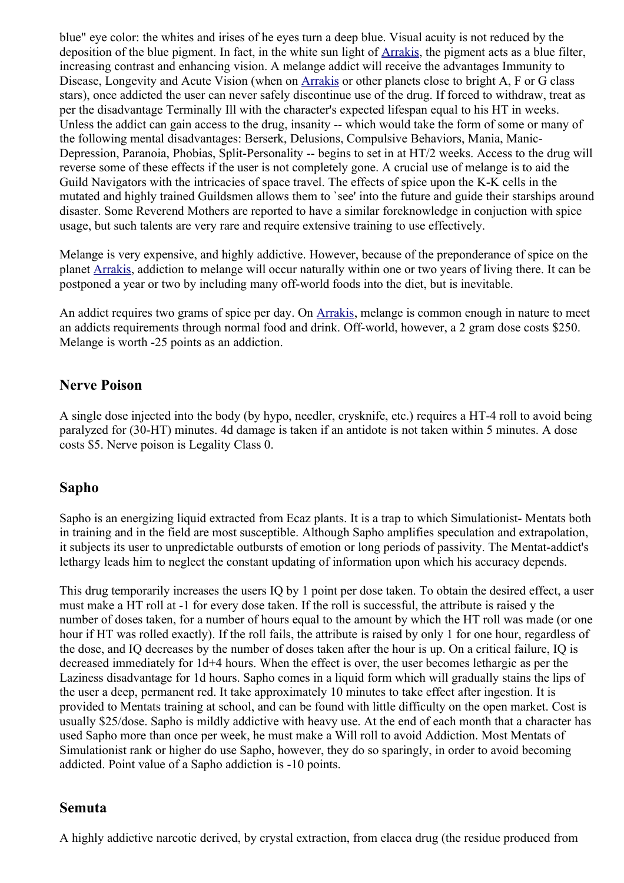blue" eye color: the whites and irises of he eyes turn a deep blue. Visual acuity is not reduced by the deposition of the blue pigment. In fact, in the white sun light of Arrakis, the pigment acts as a blue filter, increasing contrast and enhancing vision. A melange addict will receive the advantages Immunity to Disease, Longevity and Acute Vision (when on Arrakis or other planets close to bright A, F or G class stars), once addicted the user can never safely discontinue use of the drug. If forced to withdraw, treat as per the disadvantage Terminally Ill with the character's expected lifespan equal to his HT in weeks. Unless the addict can gain access to the drug, insanity -- which would take the form of some or many of the following mental disadvantages: Berserk, Delusions, Compulsive Behaviors, Mania, Manic-Depression, Paranoia, Phobias, Split-Personality -- begins to set in at HT/2 weeks. Access to the drug will reverse some of these effects if the user is not completely gone. A crucial use of melange is to aid the Guild Navigators with the intricacies of space travel. The effects of spice upon the K-K cells in the mutated and highly trained Guildsmen allows them to `see' into the future and guide their starships around disaster. Some Reverend Mothers are reported to have a similar foreknowledge in conjuction with spice usage, but such talents are very rare and require extensive training to use effectively.

Melange is very expensive, and highly addictive. However, because of the preponderance of spice on the planet Arrakis, addiction to melange will occur naturally within one or two years of living there. It can be postponed a year or two by including many off-world foods into the diet, but is inevitable.

An addict requires two grams of spice per day. On Arrakis, melange is common enough in nature to meet an addicts requirements through normal food and drink. Off-world, however, a 2 gram dose costs $250. Melange is worth -25 points as an addiction.

## Nerve Poison

A single dose injected into the body (by hypo, needler, crysknife, etc.) requires a HT-4 roll to avoid being paralyzed for (30-HT) minutes. 4d damage is taken if an antidote is not taken within 5 minutes. A dose costs $5. Nerve poison is Legality Class 0.

## Sapho

Sapho is an energizing liquid extracted from Ecaz plants. It is a trap to which Simulationist- Mentats both in training and in the field are most susceptible. Although Sapho amplifies speculation and extrapolation, it subjects its user to unpredictable outbursts of emotion or long periods of passivity. The Mentat-addict's lethargy leads him to neglect the constant updating of information upon which his accuracy depends.

This drug temporarily increases the users IQ by 1 point per dose taken. To obtain the desired effect, a user must make a HT roll at -1 for every dose taken. If the roll is successful, the attribute is raised y the number of doses taken, for a number of hours equal to the amount by which the HT roll was made (or one hour if HT was rolled exactly). If the roll fails, the attribute is raised by only 1 for one hour, regardless of the dose, and IQ decreases by the number of doses taken after the hour is up. On a critical failure, IQ is decreased immediately for 1d+4 hours. When the effect is over, the user becomes lethargic as per the Laziness disadvantage for 1d hours. Sapho comes in a liquid form which will gradually stains the lips of the user a deep, permanent red. It take approximately 10 minutes to take effect after ingestion. It is provided to Mentats training at school, and can be found with little difficulty on the open market. Cost is usually $25/dose. Sapho is mildly addictive with heavy use. At the end of each month that a character has used Sapho more than once per week, he must make a Will roll to avoid Addiction. Most Mentats of Simulationist rank or higher do use Sapho, however, they do so sparingly, in order to avoid becoming addicted. Point value of a Sapho addiction is -10 points.

## Semuta

A highly addictive narcotic derived, by crystal extraction, from elacca drug (the residue produced from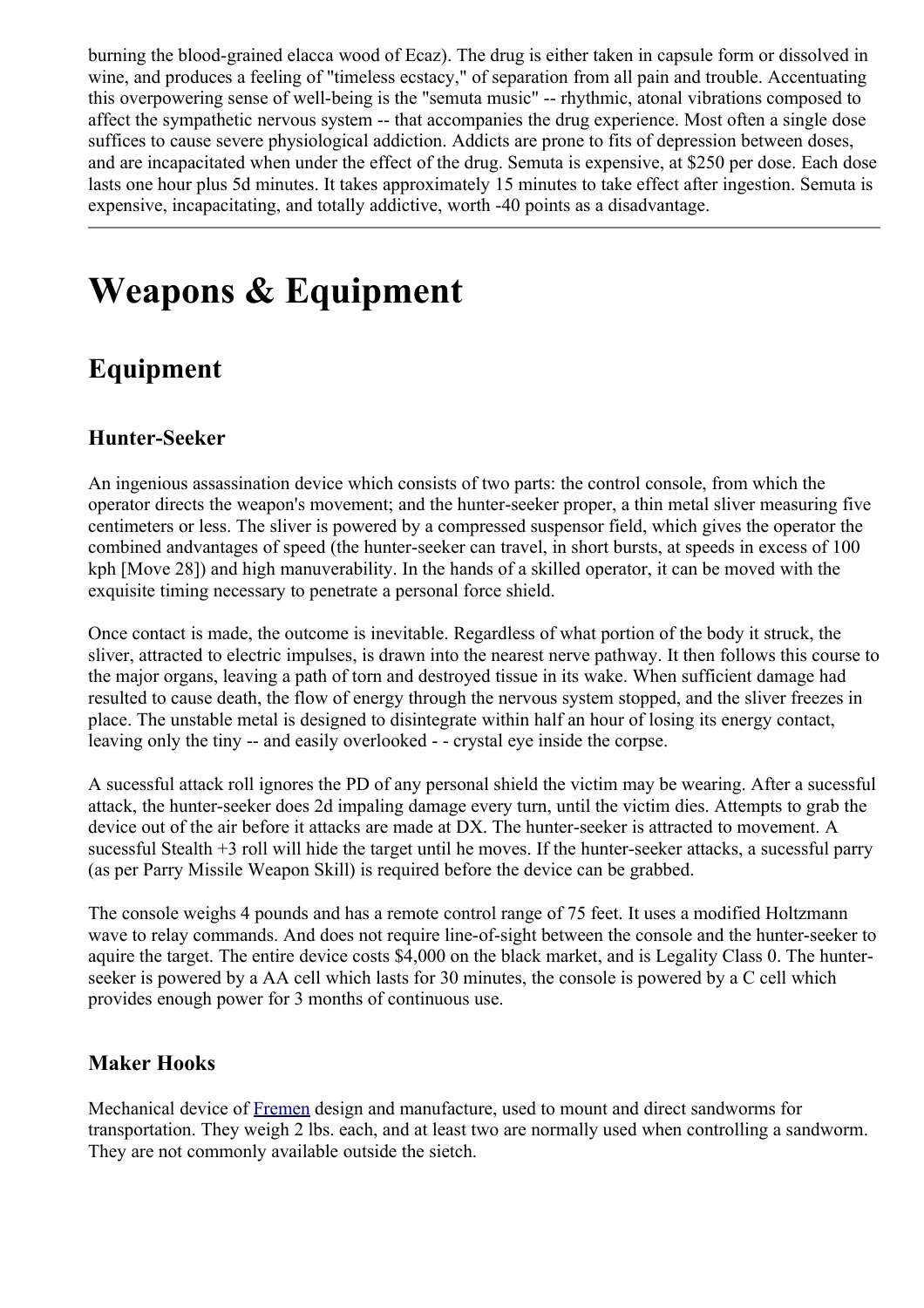burning the blood-grained elacca wood of Ecaz). The drug is either taken in capsule form or dissolved in wine, and produces a feeling of "timeless ecstacy," of separation from all pain and trouble. Accentuating this overpowering sense of well-being is the "semuta music" -- rhythmic, atonal vibrations composed to affect the sympathetic nervous system -- that accompanies the drug experience. Most often a single dose suffices to cause severe physiological addiction. Addicts are prone to fits of depression between doses, and are incapacitated when under the effect of the drug. Semuta is expensive, at $250 per dose. Each dose lasts one hour plus 5d minutes. It takes approximately 15 minutes to take effect after ingestion. Semuta is expensive, incapacitating, and totally addictive, worth -40 points as a disadvantage.

---

# Weapons & Equipment

## Equipment

### Hunter-Seeker

An ingenious assassination device which consists of two parts: the control console, from which the operator directs the weapon's movement; and the hunter-seeker proper, a thin metal sliver measuring five centimeters or less. The sliver is powered by a compressed suspensor field, which gives the operator the combined andvantages of speed (the hunter-seeker can travel, in short bursts, at speeds in excess of 100 kph [Move 28]) and high manuverability. In the hands of a skilled operator, it can be moved with the exquisite timing necessary to penetrate a personal force shield.

Once contact is made, the outcome is inevitable. Regardless of what portion of the body it struck, the sliver, attracted to electric impulses, is drawn into the nearest nerve pathway. It then follows this course to the major organs, leaving a path of torn and destroyed tissue in its wake. When sufficient damage had resulted to cause death, the flow of energy through the nervous system stopped, and the sliver freezes in place. The unstable metal is designed to disintegrate within half an hour of losing its energy contact, leaving only the tiny -- and easily overlooked - - crystal eye inside the corpse.

A sucessful attack roll ignores the PD of any personal shield the victim may be wearing. After a sucessful attack, the hunter-seeker does 2d impaling damage every turn, until the victim dies. Attempts to grab the device out of the air before it attacks are made at DX. The hunter-seeker is attracted to movement. A sucessful Stealth +3 roll will hide the target until he moves. If the hunter-seeker attacks, a sucessful parry (as per Parry Missile Weapon Skill) is required before the device can be grabbed.

The console weighs 4 pounds and has a remote control range of 75 feet. It uses a modified Holtzmann wave to relay commands. And does not require line-of-sight between the console and the hunter-seeker to aquire the target. The entire device costs $4,000 on the black market, and is Legality Class 0. The hunter-seeker is powered by a AA cell which lasts for 30 minutes, the console is powered by a C cell which provides enough power for 3 months of continuous use.

### Maker Hooks

Mechanical device of Fremen design and manufacture, used to mount and direct sandworms for transportation. They weigh 2 lbs. each, and at least two are normally used when controlling a sandworm. They are not commonly available outside the sietch.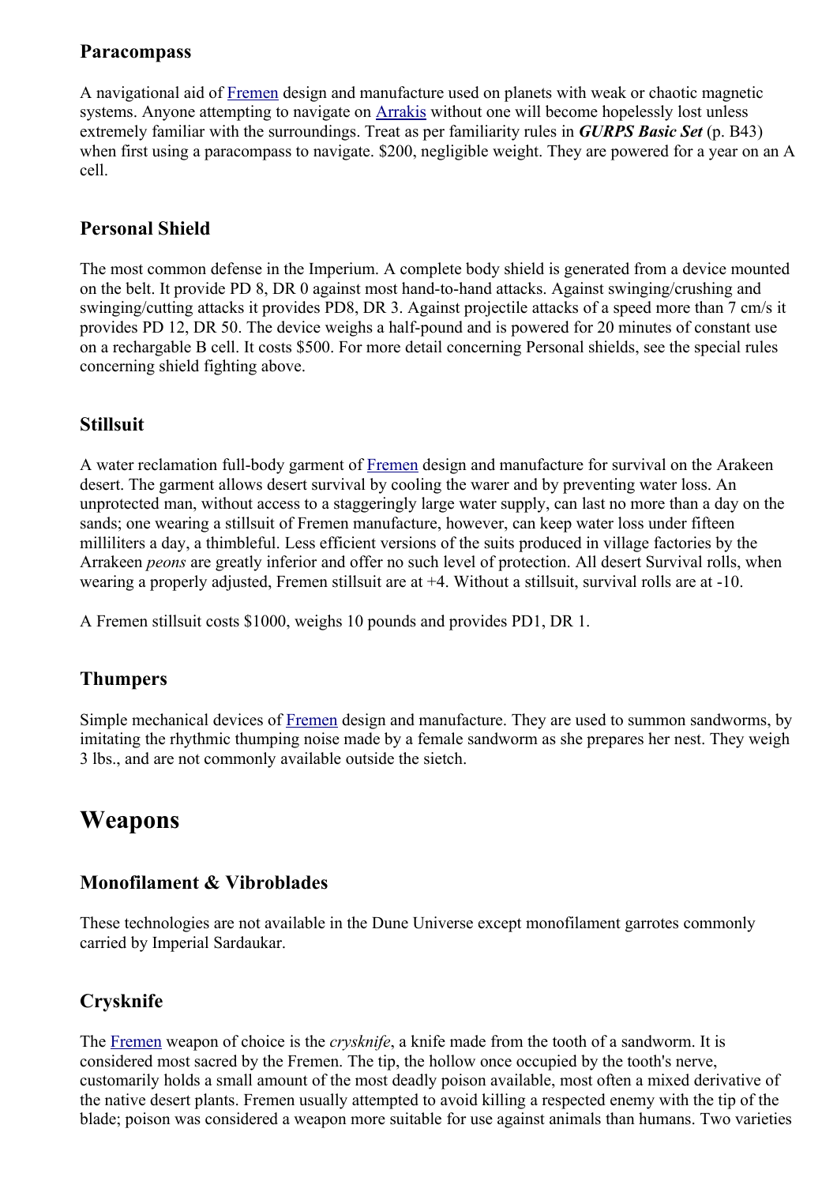### Paracompass

A navigational aid of Fremen design and manufacture used on planets with weak or chaotic magnetic systems. Anyone attempting to navigate on Arrakis without one will become hopelessly lost unless extremely familiar with the surroundings. Treat as per familiarity rules in ***GURPS Basic Set*** (p. B43) when first using a paracompass to navigate. $200, negligible weight. They are powered for a year on an A cell.

### Personal Shield

The most common defense in the Imperium. A complete body shield is generated from a device mounted on the belt. It provide PD 8, DR 0 against most hand-to-hand attacks. Against swinging/crushing and swinging/cutting attacks it provides PD8, DR 3. Against projectile attacks of a speed more than 7 cm/s it provides PD 12, DR 50. The device weighs a half-pound and is powered for 20 minutes of constant use on a rechargable B cell. It costs $500. For more detail concerning Personal shields, see the special rules concerning shield fighting above.

### Stillsuit

A water reclamation full-body garment of Fremen design and manufacture for survival on the Arakeen desert. The garment allows desert survival by cooling the warer and by preventing water loss. An unprotected man, without access to a staggeringly large water supply, can last no more than a day on the sands; one wearing a stillsuit of Fremen manufacture, however, can keep water loss under fifteen milliliters a day, a thimbleful. Less efficient versions of the suits produced in village factories by the Arrakeen *peons* are greatly inferior and offer no such level of protection. All desert Survival rolls, when wearing a properly adjusted, Fremen stillsuit are at +4. Without a stillsuit, survival rolls are at -10.

A Fremen stillsuit costs $1000, weighs 10 pounds and provides PD1, DR 1.

### Thumpers

Simple mechanical devices of Fremen design and manufacture. They are used to summon sandworms, by imitating the rhythmic thumping noise made by a female sandworm as she prepares her nest. They weigh 3 lbs., and are not commonly available outside the sietch.

## Weapons

### Monofilament & Vibroblades

These technologies are not available in the Dune Universe except monofilament garrotes commonly carried by Imperial Sardaukar.

### Crysknife

The Fremen weapon of choice is the *crysknife*, a knife made from the tooth of a sandworm. It is considered most sacred by the Fremen. The tip, the hollow once occupied by the tooth's nerve, customarily holds a small amount of the most deadly poison available, most often a mixed derivative of the native desert plants. Fremen usually attempted to avoid killing a respected enemy with the tip of the blade; poison was considered a weapon more suitable for use against animals than humans. Two varieties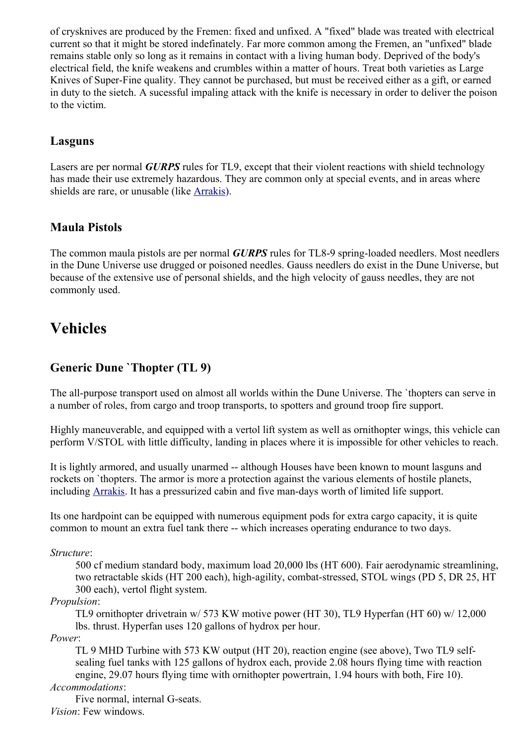of crysknives are produced by the Fremen: fixed and unfixed. A "fixed" blade was treated with electrical current so that it might be stored indefinately. Far more common among the Fremen, an "unfixed" blade remains stable only so long as it remains in contact with a living human body. Deprived of the body's electrical field, the knife weakens and crumbles within a matter of hours. Treat both varieties as Large Knives of Super-Fine quality. They cannot be purchased, but must be received either as a gift, or earned in duty to the sietch. A sucessful impaling attack with the knife is necessary in order to deliver the poison to the victim.

### Lasguns

Lasers are per normal ***GURPS*** rules for TL9, except that their violent reactions with shield technology has made their use extremely hazardous. They are common only at special events, and in areas where shields are rare, or unusable (like Arrakis).

### Maula Pistols

The common maula pistols are per normal ***GURPS*** rules for TL8-9 spring-loaded needlers. Most needlers in the Dune Universe use drugged or poisoned needles. Gauss needlers do exist in the Dune Universe, but because of the extensive use of personal shields, and the high velocity of gauss needles, they are not commonly used.

## Vehicles

### Generic Dune `Thopter (TL 9)

The all-purpose transport used on almost all worlds within the Dune Universe. The `thopters can serve in a number of roles, from cargo and troop transports, to spotters and ground troop fire support.

Highly maneuverable, and equipped with a vertol lift system as well as ornithopter wings, this vehicle can perform V/STOL with little difficulty, landing in places where it is impossible for other vehicles to reach.

It is lightly armored, and usually unarmed -- although Houses have been known to mount lasguns and rockets on `thopters. The armor is more a protection against the various elements of hostile planets, including Arrakis. It has a pressurized cabin and five man-days worth of limited life support.

Its one hardpoint can be equipped with numerous equipment pods for extra cargo capacity, it is quite common to mount an extra fuel tank there -- which increases operating endurance to two days.

*Structure*:
: 500 cf medium standard body, maximum load 20,000 lbs (HT 600). Fair aerodynamic streamlining, two retractable skids (HT 200 each), high-agility, combat-stressed, STOL wings (PD 5, DR 25, HT 300 each), vertol flight system.

*Propulsion*:
: TL9 ornithopter drivetrain w/ 573 KW motive power (HT 30), TL9 Hyperfan (HT 60) w/ 12,000 lbs. thrust. Hyperfan uses 120 gallons of hydrox per hour.

*Power*:
: TL 9 MHD Turbine with 573 KW output (HT 20), reaction engine (see above), Two TL9 self-sealing fuel tanks with 125 gallons of hydrox each, provide 2.08 hours flying time with reaction engine, 29.07 hours flying time with ornithopter powertrain, 1.94 hours with both, Fire 10).

*Accommodations*:
: Five normal, internal G-seats.

*Vision*: Few windows.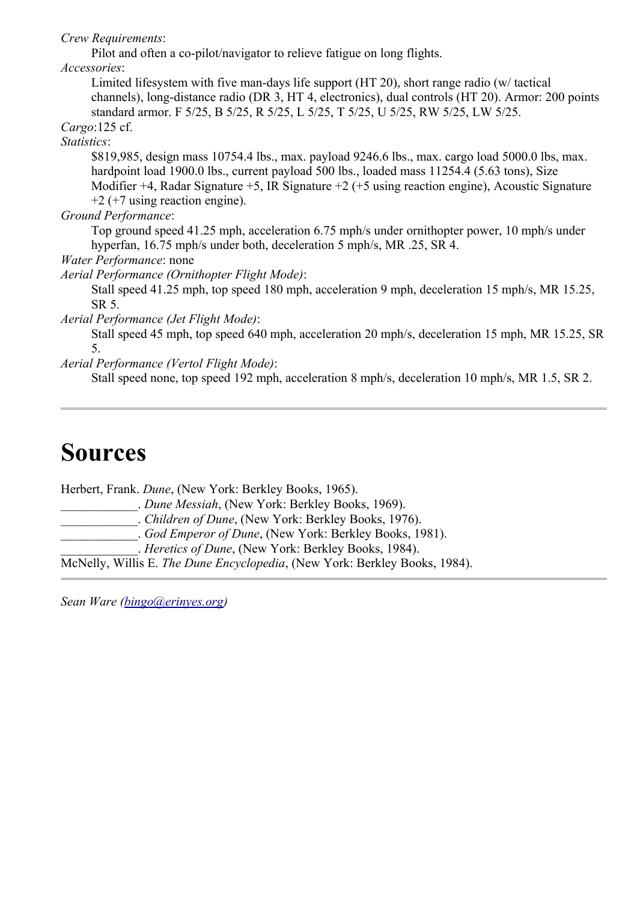*Crew Requirements*:

Pilot and often a co-pilot/navigator to relieve fatigue on long flights.

*Accessories*:

Limited lifesystem with five man-days life support (HT 20), short range radio (w/ tactical channels), long-distance radio (DR 3, HT 4, electronics), dual controls (HT 20). Armor: 200 points standard armor. F 5/25, B 5/25, R 5/25, L 5/25, T 5/25, U 5/25, RW 5/25, LW 5/25.

*Cargo*:125 cf.

*Statistics*:

$819,985, design mass 10754.4 lbs., max. payload 9246.6 lbs., max. cargo load 5000.0 lbs, max. hardpoint load 1900.0 lbs., current payload 500 lbs., loaded mass 11254.4 (5.63 tons), Size Modifier +4, Radar Signature +5, IR Signature +2 (+5 using reaction engine), Acoustic Signature +2 (+7 using reaction engine).

*Ground Performance*:

Top ground speed 41.25 mph, acceleration 6.75 mph/s under ornithopter power, 10 mph/s under hyperfan, 16.75 mph/s under both, deceleration 5 mph/s, MR .25, SR 4.

*Water Performance*: none

*Aerial Performance (Ornithopter Flight Mode)*:

Stall speed 41.25 mph, top speed 180 mph, acceleration 9 mph, deceleration 15 mph/s, MR 15.25, SR 5.

*Aerial Performance (Jet Flight Mode)*:

Stall speed 45 mph, top speed 640 mph, acceleration 20 mph/s, deceleration 15 mph, MR 15.25, SR 5.

*Aerial Performance (Vertol Flight Mode)*:

Stall speed none, top speed 192 mph, acceleration 8 mph/s, deceleration 10 mph/s, MR 1.5, SR 2.

---

# Sources

Herbert, Frank. *Dune*, (New York: Berkley Books, 1965).
____________. *Dune Messiah*, (New York: Berkley Books, 1969).
____________. *Children of Dune*, (New York: Berkley Books, 1976).
____________. *God Emperor of Dune*, (New York: Berkley Books, 1981).
____________. *Heretics of Dune*, (New York: Berkley Books, 1984).
McNelly, Willis E. *The Dune Encyclopedia*, (New York: Berkley Books, 1984).

---

*Sean Ware (bingo@erinyes.org)*